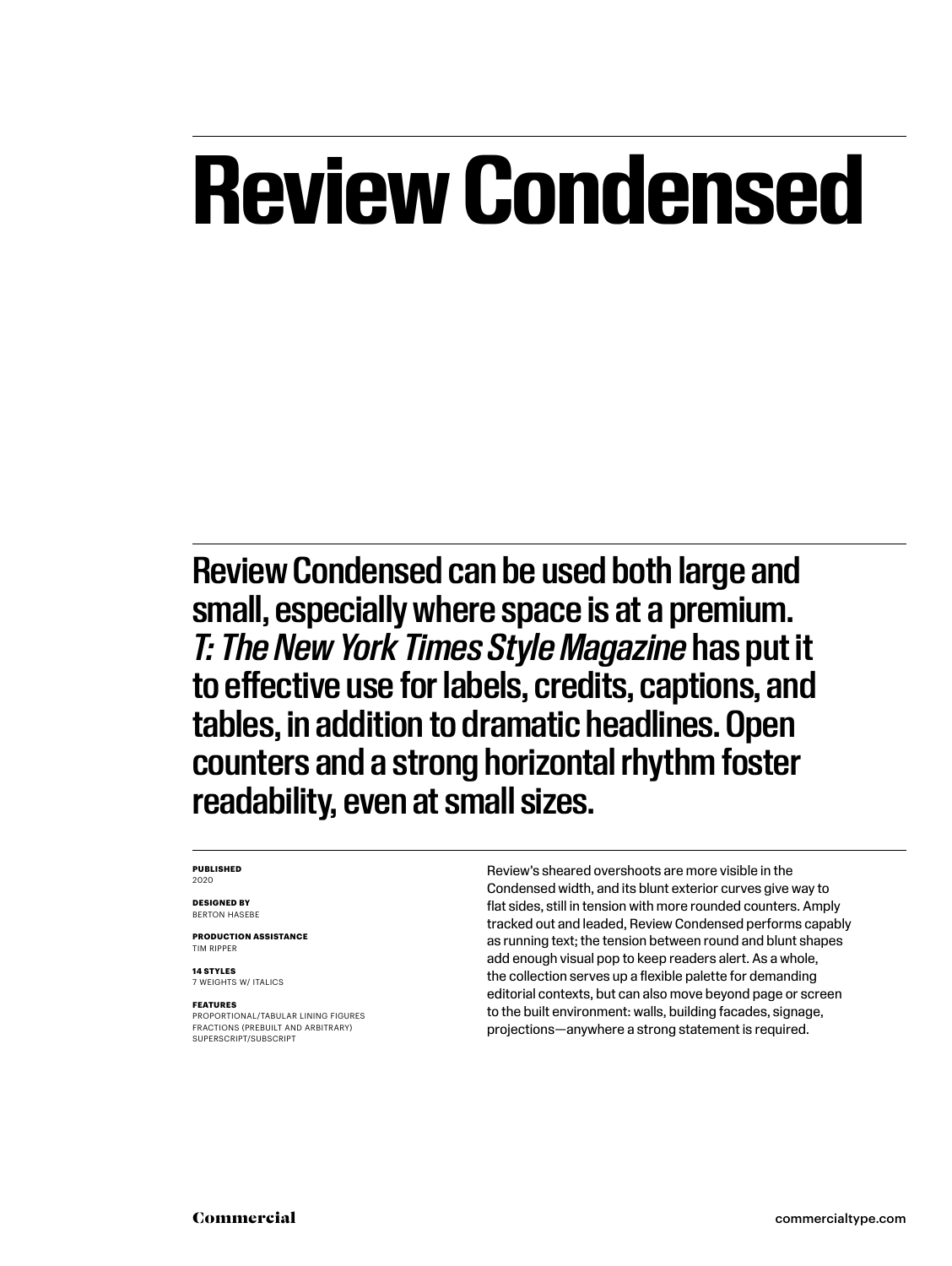# Review Condensed

## Review Condensed can be used both large and small, especially where space is at a premium. *T: The New York Times Style Magazine* has put it to effective use for labels, credits, captions, and tables, in addition to dramatic headlines. Open counters and a strong horizontal rhythm foster readability, even at small sizes.

**PUBLISHED**
2020

**DESIGNED BY**
BERTON HASEBE

**PRODUCTION ASSISTANCE**
TIM RIPPER

**14 STYLES**
7 WEIGHTS W/ ITALICS

**FEATURES**
PROPORTIONAL/TABULAR LINING FIGURES
FRACTIONS (PREBUILT AND ARBITRARY)
SUPERSCRIPT/SUBSCRIPT

Review's sheared overshoots are more visible in the Condensed width, and its blunt exterior curves give way to flat sides, still in tension with more rounded counters. Amply tracked out and leaded, Review Condensed performs capably as running text; the tension between round and blunt shapes add enough visual pop to keep readers alert. As a whole, the collection serves up a flexible palette for demanding editorial contexts, but can also move beyond page or screen to the built environment: walls, building facades, signage, projections—anywhere a strong statement is required.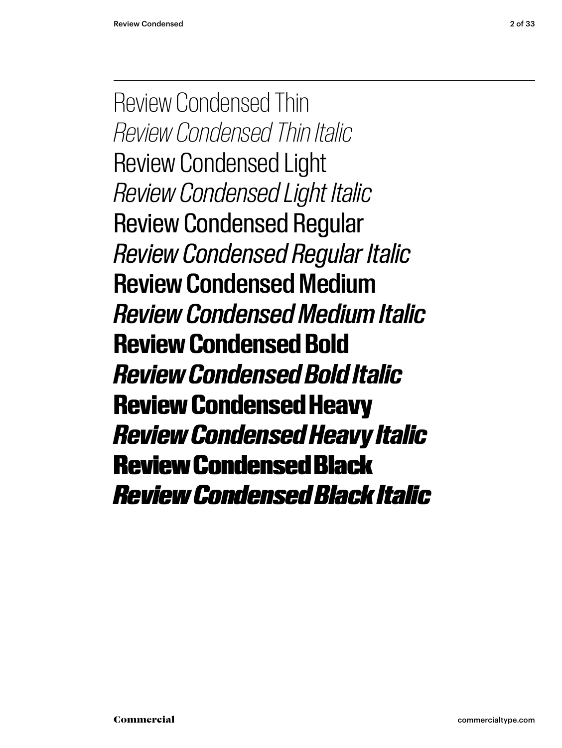Review Condensed Thin

*Review Condensed Thin Italic*

Review Condensed Light

*Review Condensed Light Italic*

Review Condensed Regular

*Review Condensed Regular Italic*

Review Condensed Medium

*Review Condensed Medium Italic*

**Review Condensed Bold**

***Review Condensed Bold Italic***

**Review Condensed Heavy**

***Review Condensed Heavy Italic***

**Review Condensed Black**

***Review Condensed Black Italic***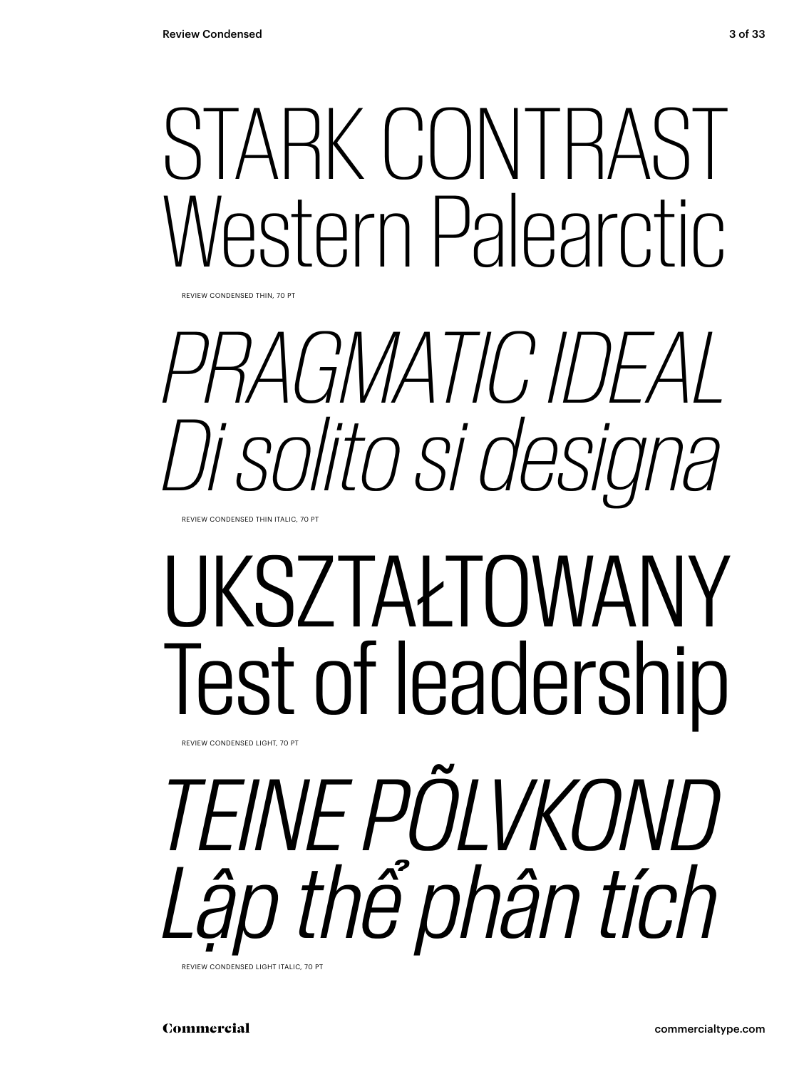STARK CONTRAST
Western Palearctic

REVIEW CONDENSED THIN, 70 PT

*PRAGMATIC IDEAL*
*Di solito si designa*

REVIEW CONDENSED THIN ITALIC, 70 PT

UKSZTAŁTOWANY
Test of leadership

REVIEW CONDENSED LIGHT, 70 PT

*TEINE PÕLVKOND*
*Lập thể phân tích*

REVIEW CONDENSED LIGHT ITALIC, 70 PT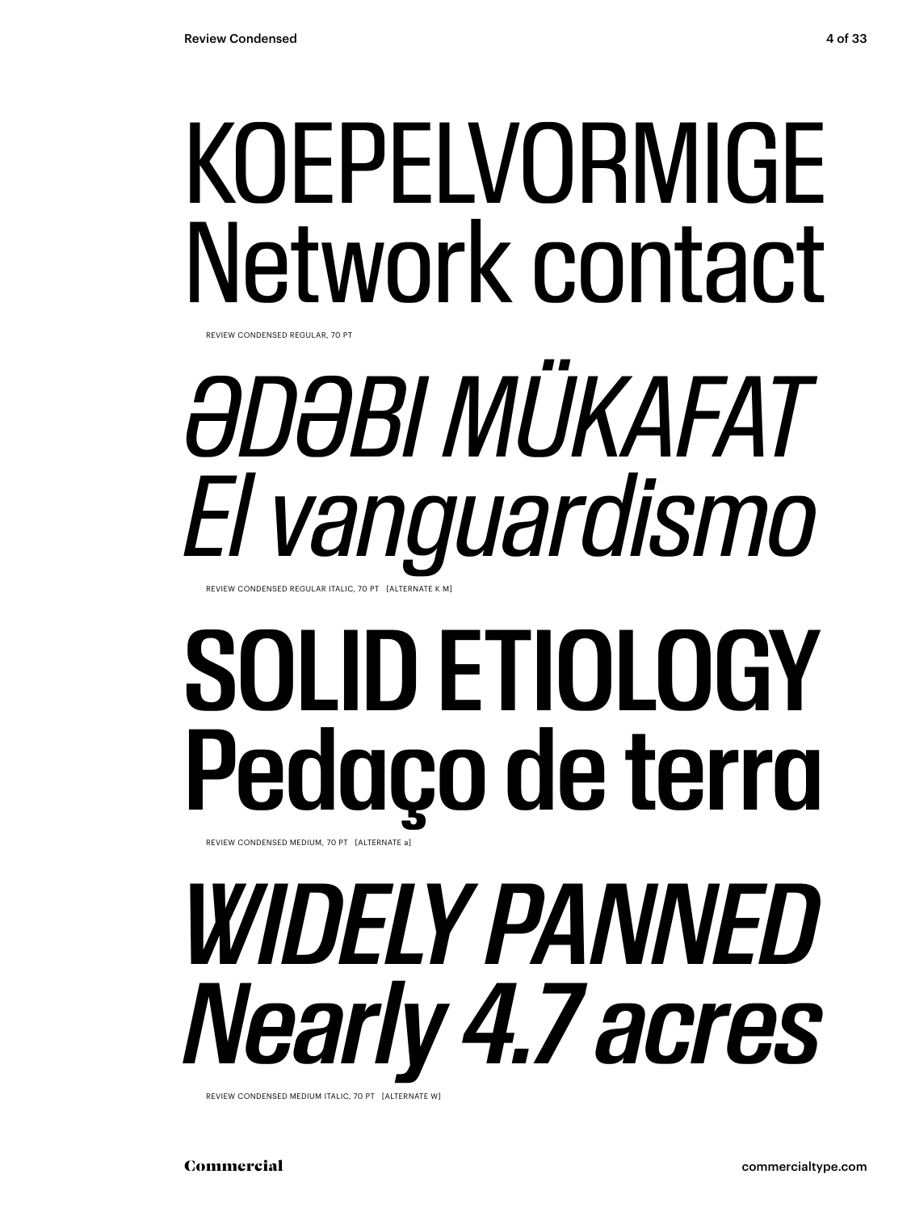KOEPELVORMIGE
Network contact

REVIEW CONDENSED REGULAR, 70 PT

*ƏDƏBI MÜKAFAT*
*El vanguardismo*

REVIEW CONDENSED REGULAR ITALIC, 70 PT [ALTERNATE K M]

**SOLID ETIOLOGY**
**Pedaço de terra**

REVIEW CONDENSED MEDIUM, 70 PT [ALTERNATE a]

***WIDELY PANNED***
***Nearly 4.7 acres***

REVIEW CONDENSED MEDIUM ITALIC, 70 PT [ALTERNATE W]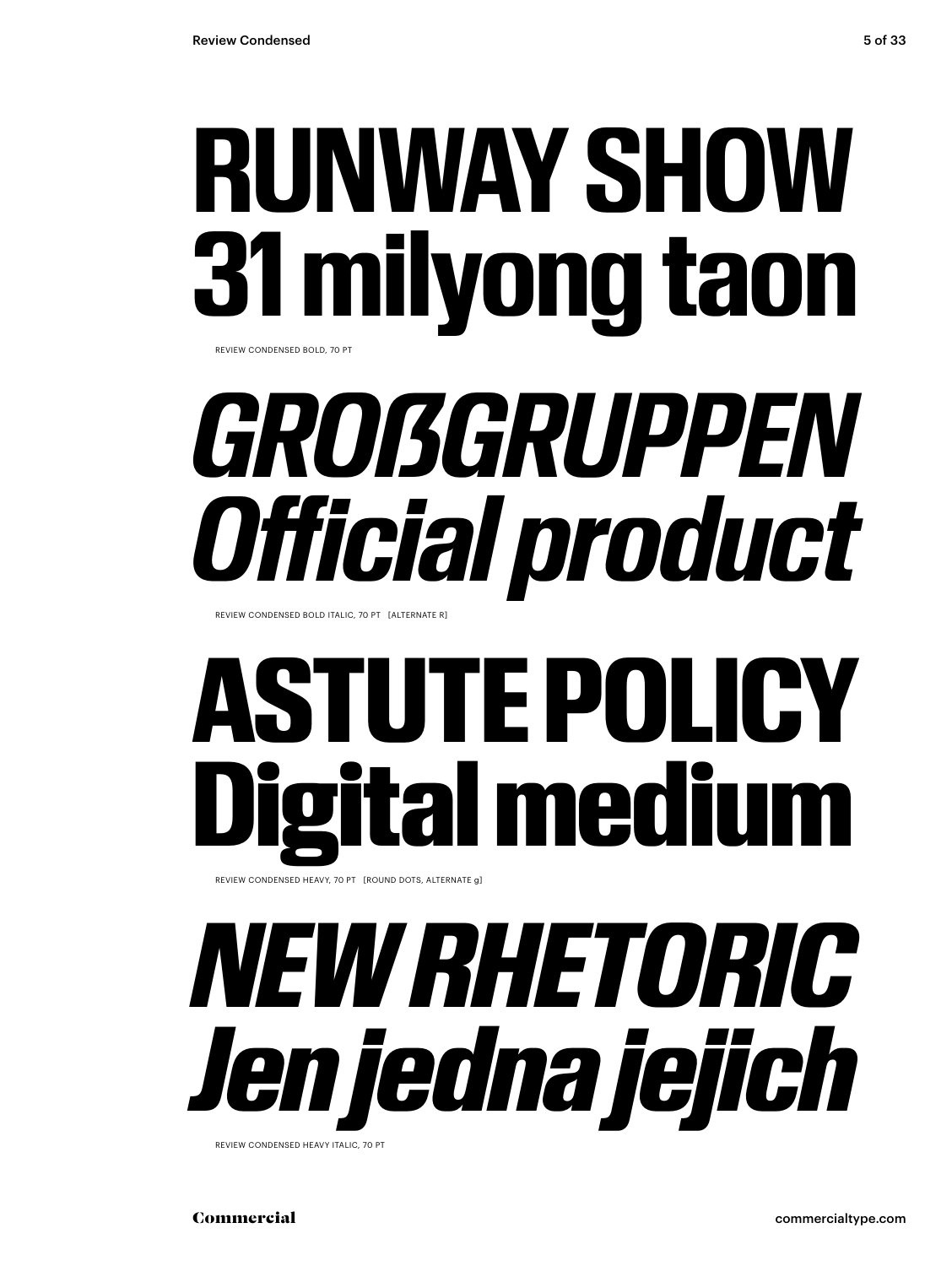# RUNWAY SHOW 31 milyong taon

REVIEW CONDENSED BOLD, 70 PT

# *GROẞGRUPPEN Official product*

REVIEW CONDENSED BOLD ITALIC, 70 PT [ALTERNATE R]

# ASTUTE POLICY Digital medium

REVIEW CONDENSED HEAVY, 70 PT [ROUND DOTS, ALTERNATE g]

# *NEW RHETORIC Jen jedna jejich*

REVIEW CONDENSED HEAVY ITALIC, 70 PT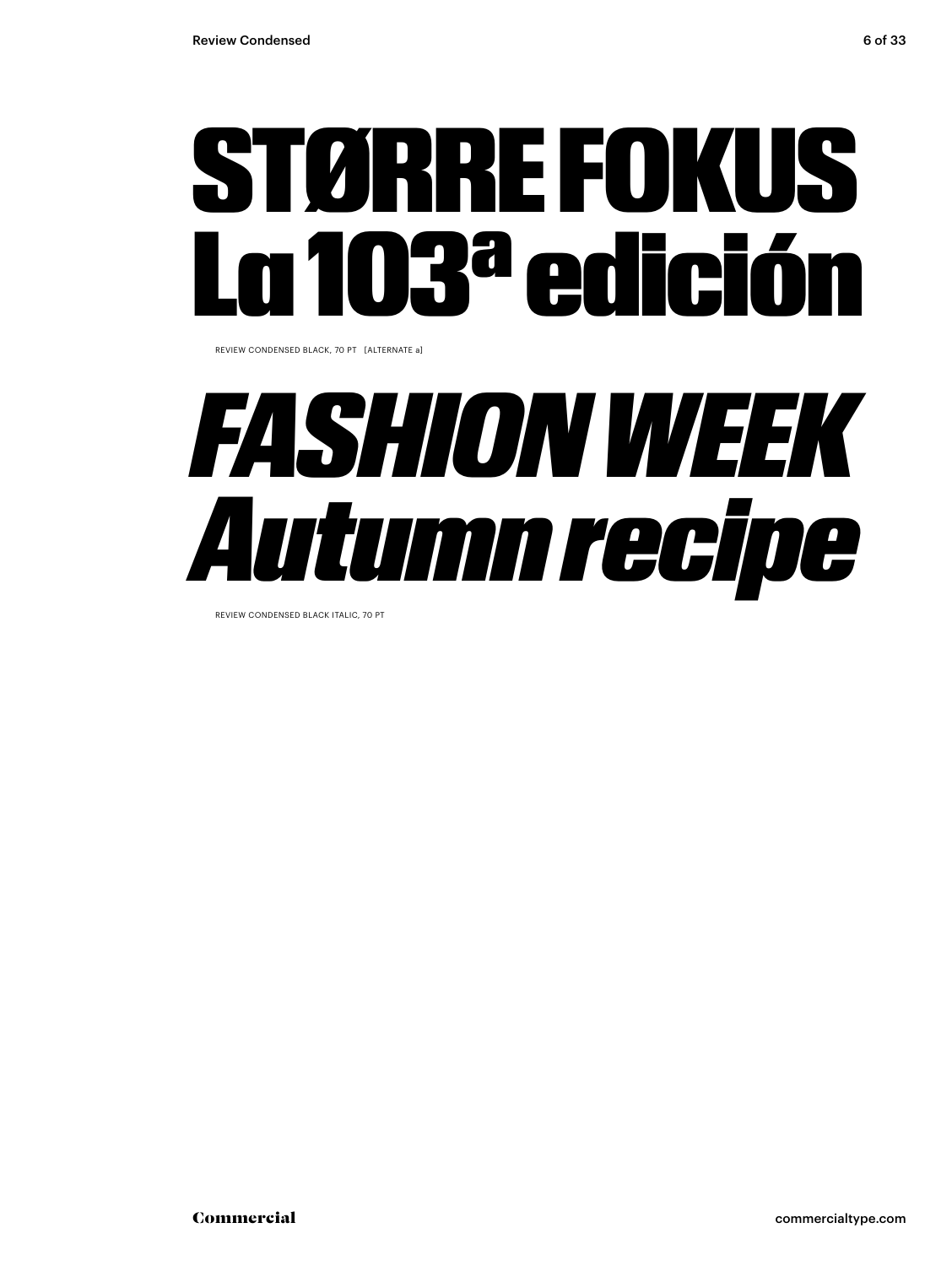# STØRRE FOKUS
# La 103ª edición

REVIEW CONDENSED BLACK, 70 PT [ALTERNATE a]

# *FASHION WEEK*
# *Autumn recipe*

REVIEW CONDENSED BLACK ITALIC, 70 PT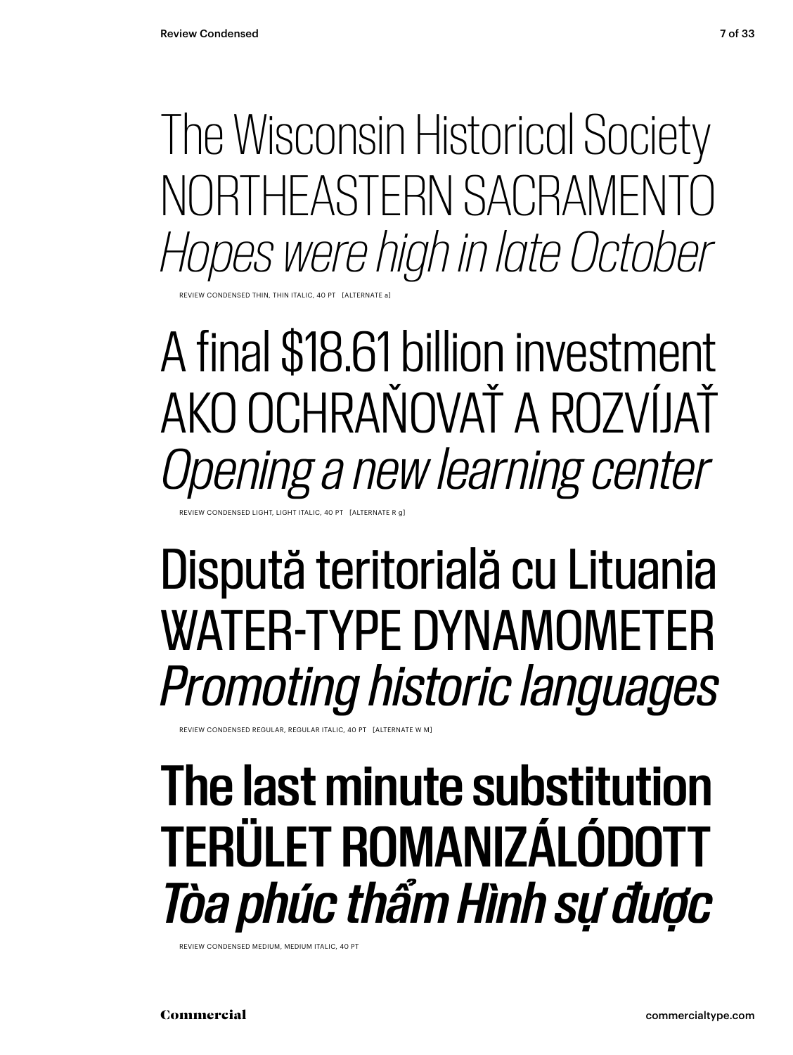The Wisconsin Historical Society

NORTHEASTERN SACRAMENTO

*Hopes were high in late October*

REVIEW CONDENSED THIN, THIN ITALIC, 40 PT [ALTERNATE a]

A final $18.61 billion investment

AKO OCHRAŇOVAŤ A ROZVÍJAŤ

*Opening a new learning center*

REVIEW CONDENSED LIGHT, LIGHT ITALIC, 40 PT [ALTERNATE R g]

Dispută teritorială cu Lituania

WATER-TYPE DYNAMOMETER

*Promoting historic languages*

REVIEW CONDENSED REGULAR, REGULAR ITALIC, 40 PT [ALTERNATE W M]

**The last minute substitution**

**TERÜLET ROMANIZÁLÓDOTT**

***Tòa phúc thẩm Hình sự được***

REVIEW CONDENSED MEDIUM, MEDIUM ITALIC, 40 PT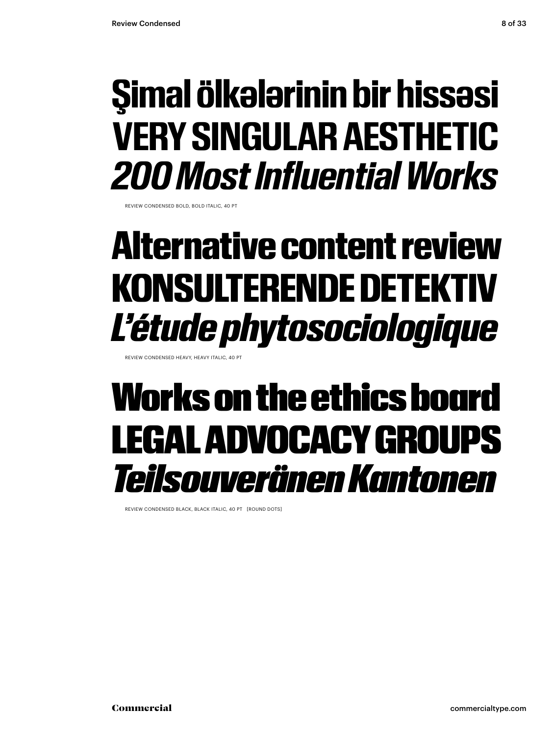**Şimal ölkələrinin bir hissəsi**
**VERY SINGULAR AESTHETIC**
***200 Most Influential Works***

REVIEW CONDENSED BOLD, BOLD ITALIC, 40 PT

**Alternative content review**
**KONSULTERENDE DETEKTIV**
***L'étude phytosociologique***

REVIEW CONDENSED HEAVY, HEAVY ITALIC, 40 PT

**Works on the ethics board**
**LEGAL ADVOCACY GROUPS**
***Teilsouveränen Kantonen***

REVIEW CONDENSED BLACK, BLACK ITALIC, 40 PT [ROUND DOTS]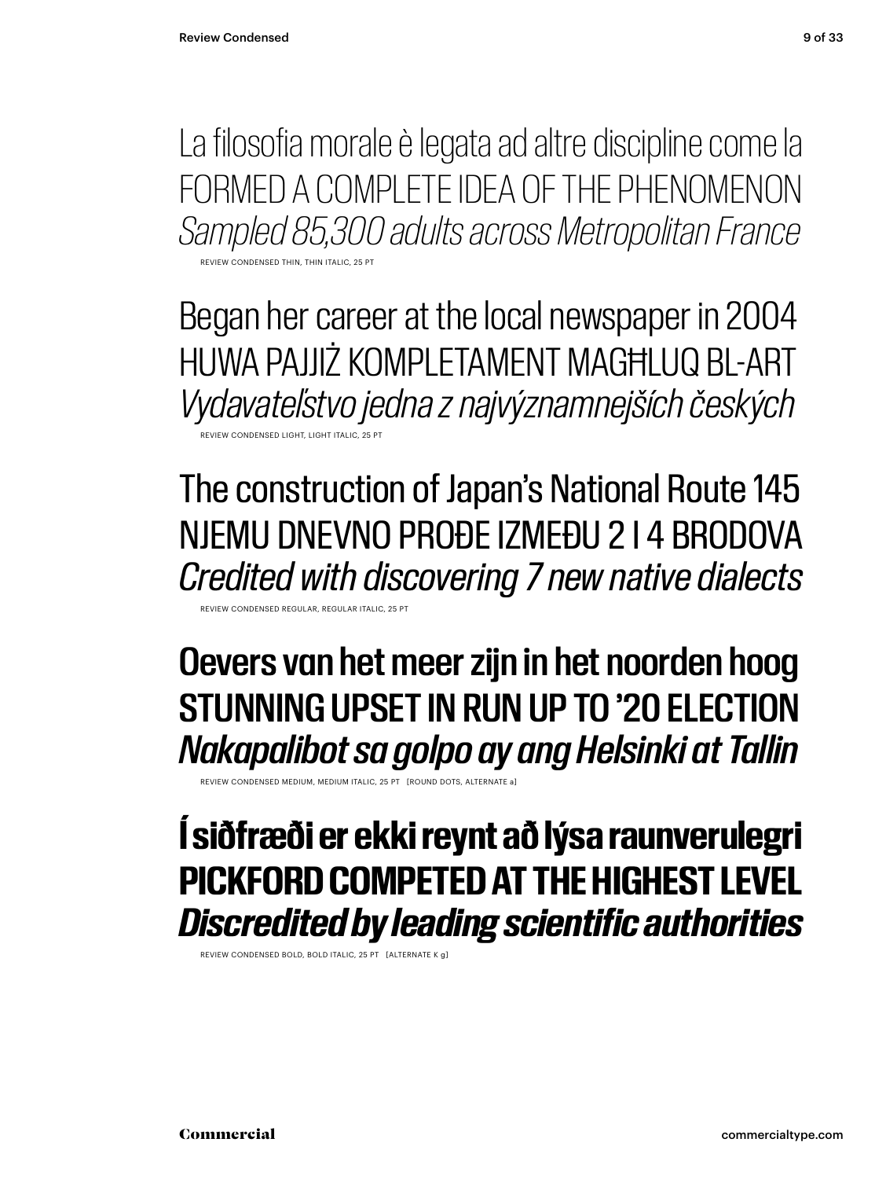La filosofia morale è legata ad altre discipline come la
FORMED A COMPLETE IDEA OF THE PHENOMENON
*Sampled 85,300 adults across Metropolitan France*

REVIEW CONDENSED THIN, THIN ITALIC, 25 PT

Began her career at the local newspaper in 2004
HUWA PAJJIŻ KOMPLETAMENT MAGĦLUQ BL-ART
*Vydavateľstvo jedna z najvýznamnejších českých*

REVIEW CONDENSED LIGHT, LIGHT ITALIC, 25 PT

The construction of Japan's National Route 145
NJEMU DNEVNO PROĐE IZMEĐU 2 I 4 BRODOVA
*Credited with discovering 7 new native dialects*

REVIEW CONDENSED REGULAR, REGULAR ITALIC, 25 PT

Oevers van het meer zijn in het noorden hoog
STUNNING UPSET IN RUN UP TO '20 ELECTION
*Nakapalibot sa golpo ay ang Helsinki at Tallin*

REVIEW CONDENSED MEDIUM, MEDIUM ITALIC, 25 PT [ROUND DOTS, ALTERNATE a]

**Í siðfræði er ekki reynt að lýsa raunverulegri**
**PICKFORD COMPETED AT THE HIGHEST LEVEL**
***Discredited by leading scientific authorities***

REVIEW CONDENSED BOLD, BOLD ITALIC, 25 PT [ALTERNATE K g]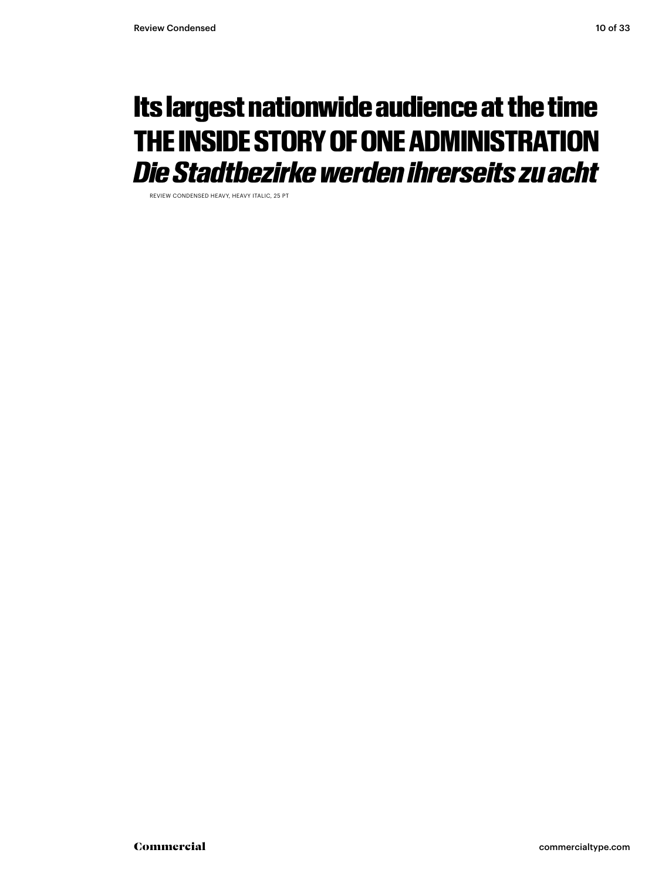**Its largest nationwide audience at the time**
**THE INSIDE STORY OF ONE ADMINISTRATION**
***Die Stadtbezirke werden ihrerseits zu acht***

REVIEW CONDENSED HEAVY, HEAVY ITALIC, 25 PT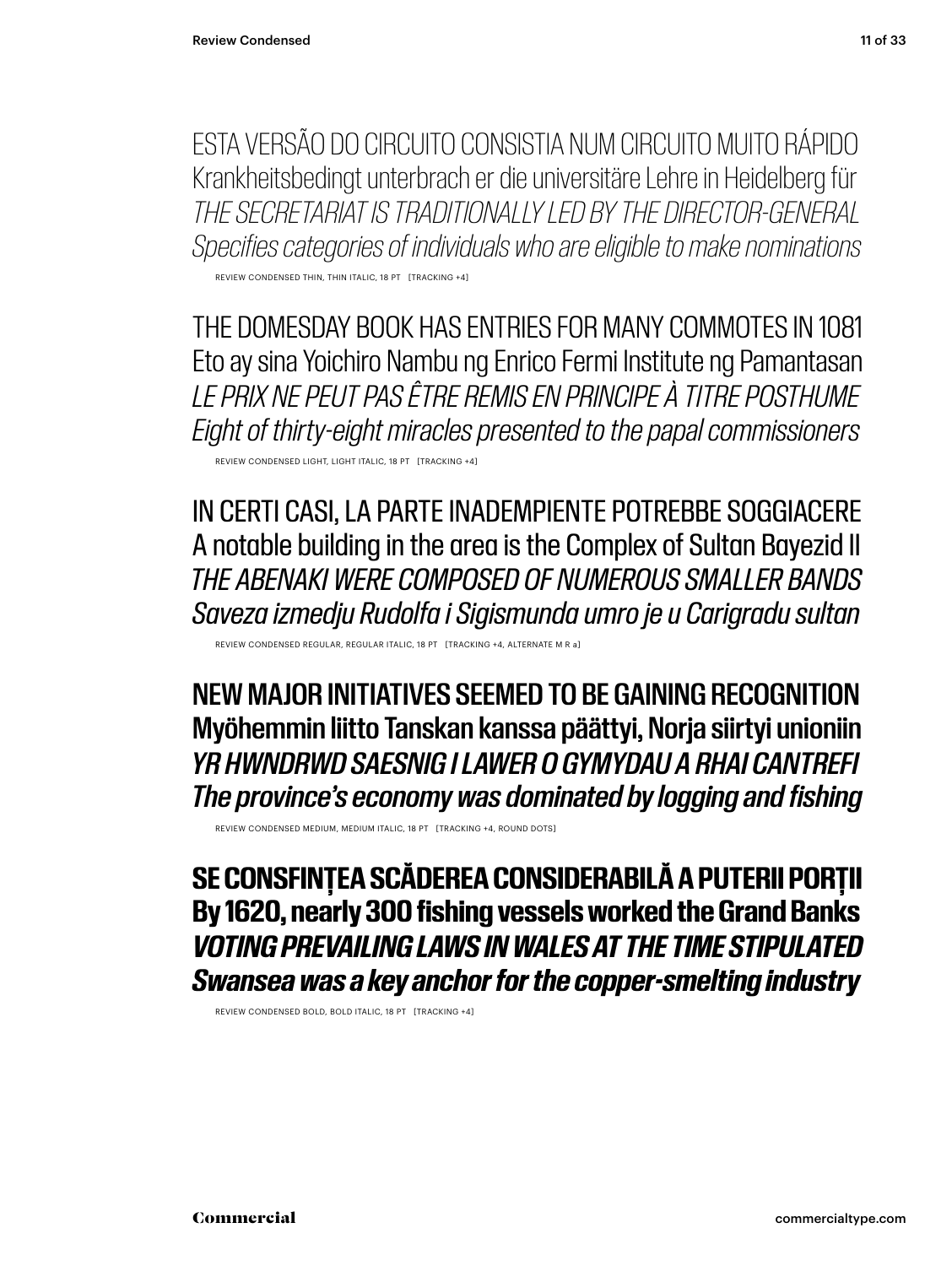ESTA VERSÃO DO CIRCUITO CONSISTIA NUM CIRCUITO MUITO RÁPIDO
Krankheitsbedingt unterbrach er die universitäre Lehre in Heidelberg für
*THE SECRETARIAT IS TRADITIONALLY LED BY THE DIRECTOR-GENERAL*
*Specifies categories of individuals who are eligible to make nominations*

REVIEW CONDENSED THIN, THIN ITALIC, 18 PT [TRACKING +4]

THE DOMESDAY BOOK HAS ENTRIES FOR MANY COMMOTES IN 1081
Eto ay sina Yoichiro Nambu ng Enrico Fermi Institute ng Pamantasan
*LE PRIX NE PEUT PAS ÊTRE REMIS EN PRINCIPE À TITRE POSTHUME*
*Eight of thirty-eight miracles presented to the papal commissioners*

REVIEW CONDENSED LIGHT, LIGHT ITALIC, 18 PT [TRACKING +4]

IN CERTI CASI, LA PARTE INADEMPIENTE POTREBBE SOGGIACERE
A notable building in the area is the Complex of Sultan Bayezid II
*THE ABENAKI WERE COMPOSED OF NUMEROUS SMALLER BANDS*
*Saveza izmedju Rudolfa i Sigismunda umro je u Carigradu sultan*

REVIEW CONDENSED REGULAR, REGULAR ITALIC, 18 PT [TRACKING +4, ALTERNATE M R a]

**NEW MAJOR INITIATIVES SEEMED TO BE GAINING RECOGNITION**
**Myöhemmin liitto Tanskan kanssa päättyi, Norja siirtyi unioniin**
***YR HWNDRWD SAESNIG I LAWER O GYMYDAU A RHAI CANTREFI***
***The province's economy was dominated by logging and fishing***

REVIEW CONDENSED MEDIUM, MEDIUM ITALIC, 18 PT [TRACKING +4, ROUND DOTS]

**SE CONSFINȚEA SCĂDEREA CONSIDERABILĂ A PUTERII PORȚII**
**By 1620, nearly 300 fishing vessels worked the Grand Banks**
***VOTING PREVAILING LAWS IN WALES AT THE TIME STIPULATED***
***Swansea was a key anchor for the copper-smelting industry***

REVIEW CONDENSED BOLD, BOLD ITALIC, 18 PT [TRACKING +4]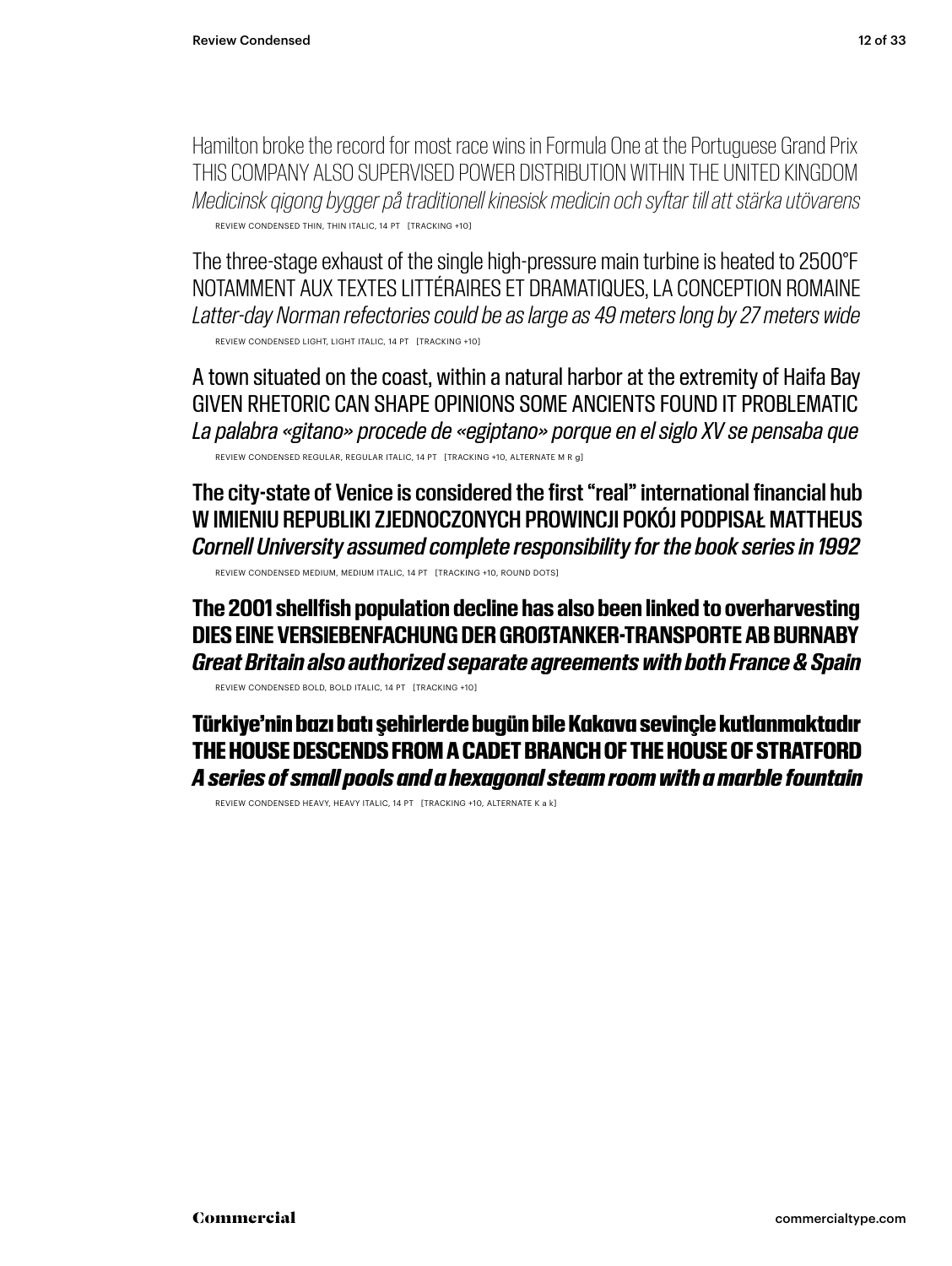Hamilton broke the record for most race wins in Formula One at the Portuguese Grand Prix
THIS COMPANY ALSO SUPERVISED POWER DISTRIBUTION WITHIN THE UNITED KINGDOM
*Medicinsk qigong bygger på traditionell kinesisk medicin och syftar till att stärka utövarens*

REVIEW CONDENSED THIN, THIN ITALIC, 14 PT [TRACKING +10]

The three-stage exhaust of the single high-pressure main turbine is heated to 2500°F
NOTAMMENT AUX TEXTES LITTÉRAIRES ET DRAMATIQUES, LA CONCEPTION ROMAINE
*Latter-day Norman refectories could be as large as 49 meters long by 27 meters wide*

REVIEW CONDENSED LIGHT, LIGHT ITALIC, 14 PT [TRACKING +10]

A town situated on the coast, within a natural harbor at the extremity of Haifa Bay
GIVEN RHETORIC CAN SHAPE OPINIONS SOME ANCIENTS FOUND IT PROBLEMATIC
*La palabra «gitano» procede de «egiptano» porque en el siglo XV se pensaba que*

REVIEW CONDENSED REGULAR, REGULAR ITALIC, 14 PT [TRACKING +10, ALTERNATE M R g]

The city-state of Venice is considered the first "real" international financial hub
W IMIENIU REPUBLIKI ZJEDNOCZONYCH PROWINCJI POKÓJ PODPISAŁ MATTHEUS
*Cornell University assumed complete responsibility for the book series in 1992*

REVIEW CONDENSED MEDIUM, MEDIUM ITALIC, 14 PT [TRACKING +10, ROUND DOTS]

**The 2001 shellfish population decline has also been linked to overharvesting**
**DIES EINE VERSIEBENFACHUNG DER GROẞTANKER-TRANSPORTE AB BURNABY**
***Great Britain also authorized separate agreements with both France & Spain***

REVIEW CONDENSED BOLD, BOLD ITALIC, 14 PT [TRACKING +10]

**Türkiye'nin bazı batı şehirlerde bugün bile Kakava sevinçle kutlanmaktadır**
**THE HOUSE DESCENDS FROM A CADET BRANCH OF THE HOUSE OF STRATFORD**
***A series of small pools and a hexagonal steam room with a marble fountain***

REVIEW CONDENSED HEAVY, HEAVY ITALIC, 14 PT [TRACKING +10, ALTERNATE K a k]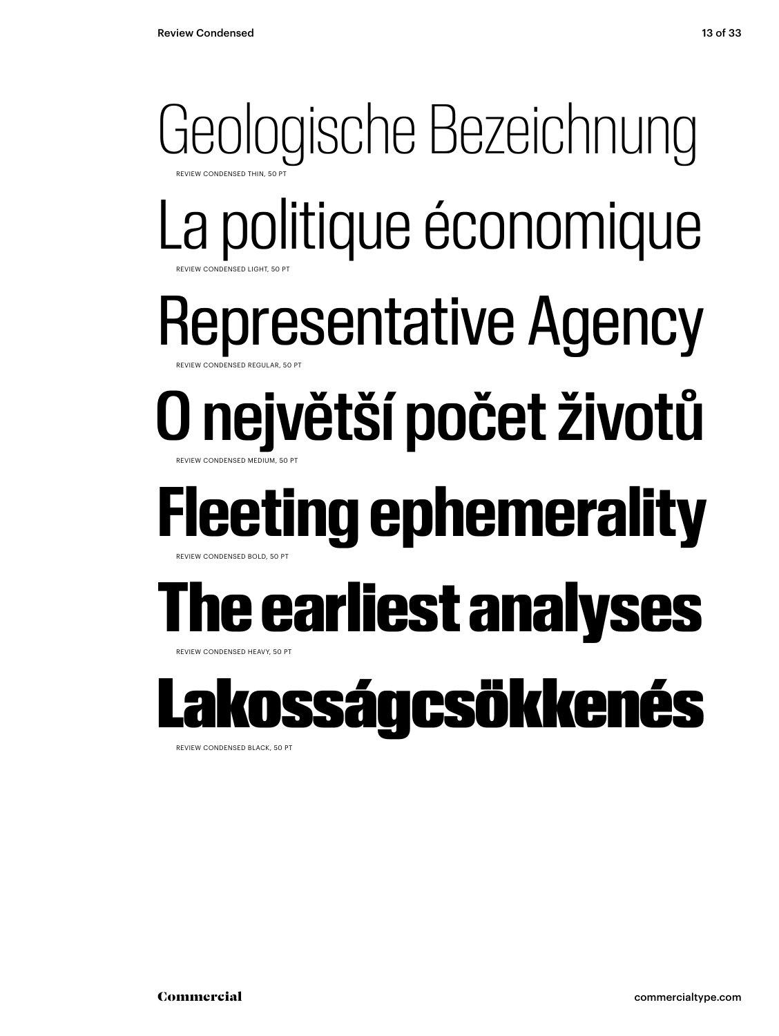Geologische Bezeichnung

REVIEW CONDENSED THIN, 50 PT

La politique économique

REVIEW CONDENSED LIGHT, 50 PT

Representative Agency

REVIEW CONDENSED REGULAR, 50 PT

O největší počet životů

REVIEW CONDENSED MEDIUM, 50 PT

**Fleeting ephemerality**

REVIEW CONDENSED BOLD, 50 PT

**The earliest analyses**

REVIEW CONDENSED HEAVY, 50 PT

**Lakosságcsökkenés**

REVIEW CONDENSED BLACK, 50 PT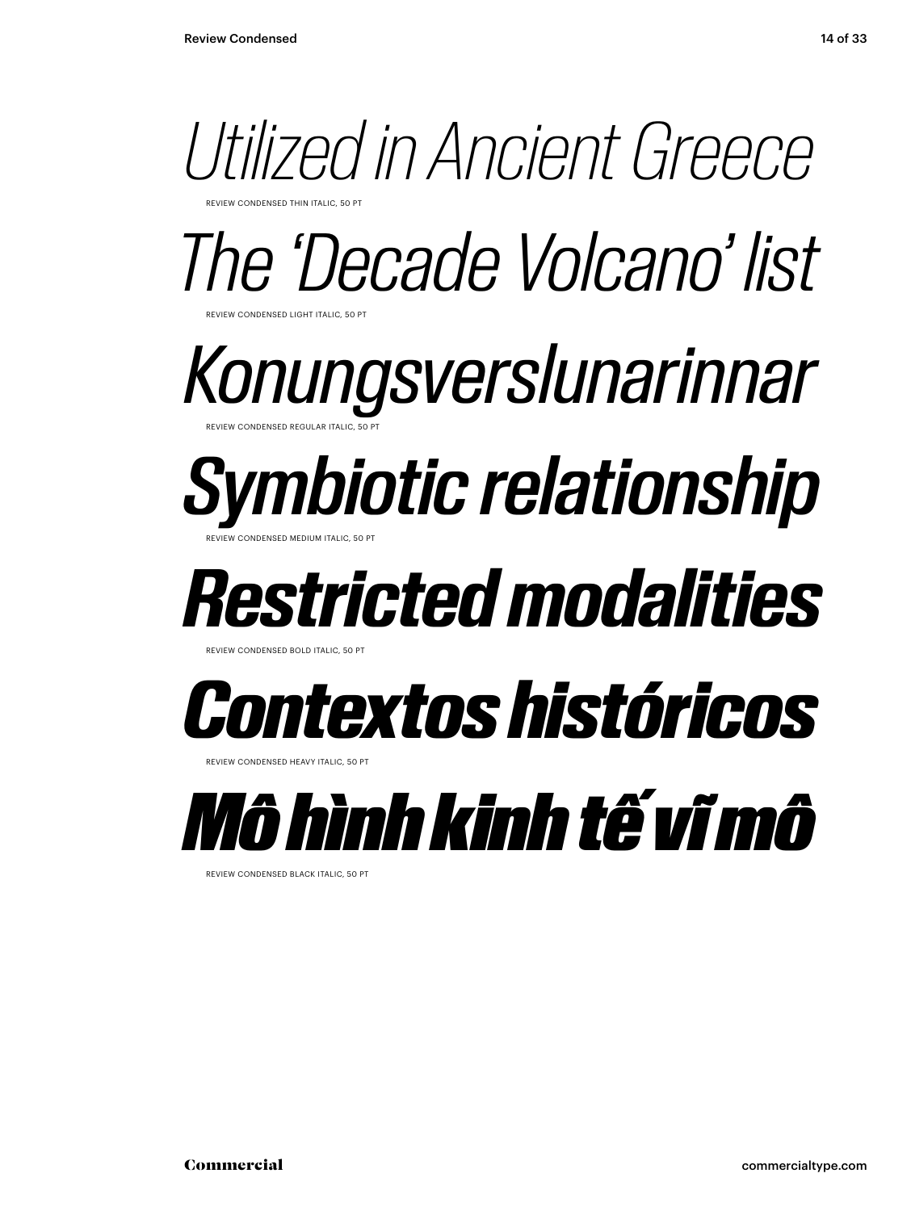*Utilized in Ancient Greece*

REVIEW CONDENSED THIN ITALIC, 50 PT

*The ‘Decade Volcano’ list*

REVIEW CONDENSED LIGHT ITALIC, 50 PT

*Konungsverslunarinnar*

REVIEW CONDENSED REGULAR ITALIC, 50 PT

***Symbiotic relationship***

REVIEW CONDENSED MEDIUM ITALIC, 50 PT

***Restricted modalities***

REVIEW CONDENSED BOLD ITALIC, 50 PT

***Contextos históricos***

REVIEW CONDENSED HEAVY ITALIC, 50 PT

***Mô hình kinh tế vĩ mô***

REVIEW CONDENSED BLACK ITALIC, 50 PT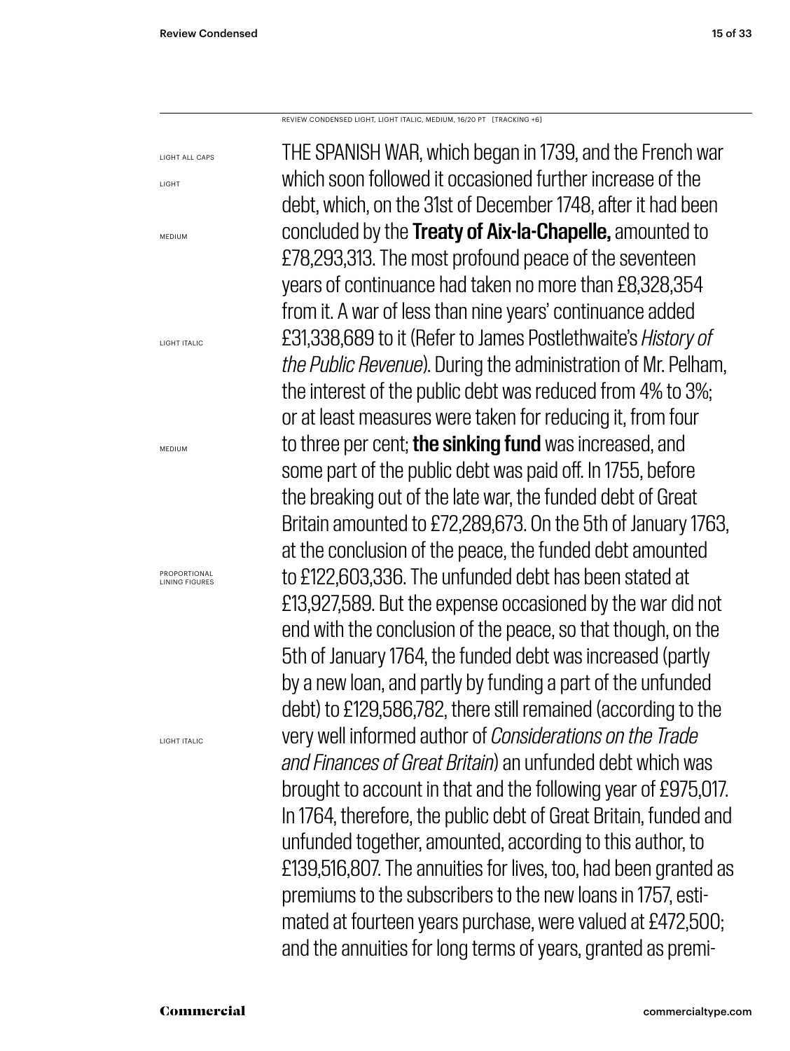REVIEW CONDENSED LIGHT, LIGHT ITALIC, MEDIUM, 16/20 PT [TRACKING +6]

LIGHT ALL CAPS

LIGHT

MEDIUM

LIGHT ITALIC

MEDIUM

PROPORTIONAL LINING FIGURES

LIGHT ITALIC

THE SPANISH WAR, which began in 1739, and the French war which soon followed it occasioned further increase of the debt, which, on the 31st of December 1748, after it had been concluded by the **Treaty of Aix-la-Chapelle,** amounted to £78,293,313. The most profound peace of the seventeen years of continuance had taken no more than £8,328,354 from it. A war of less than nine years' continuance added £31,338,689 to it (Refer to James Postlethwaite's *History of the Public Revenue*). During the administration of Mr. Pelham, the interest of the public debt was reduced from 4% to 3%; or at least measures were taken for reducing it, from four to three per cent; **the sinking fund** was increased, and some part of the public debt was paid off. In 1755, before the breaking out of the late war, the funded debt of Great Britain amounted to £72,289,673. On the 5th of January 1763, at the conclusion of the peace, the funded debt amounted to £122,603,336. The unfunded debt has been stated at £13,927,589. But the expense occasioned by the war did not end with the conclusion of the peace, so that though, on the 5th of January 1764, the funded debt was increased (partly by a new loan, and partly by funding a part of the unfunded debt) to £129,586,782, there still remained (according to the very well informed author of *Considerations on the Trade and Finances of Great Britain*) an unfunded debt which was brought to account in that and the following year of £975,017. In 1764, therefore, the public debt of Great Britain, funded and unfunded together, amounted, according to this author, to £139,516,807. The annuities for lives, too, had been granted as premiums to the subscribers to the new loans in 1757, estimated at fourteen years purchase, were valued at £472,500; and the annuities for long terms of years, granted as premi-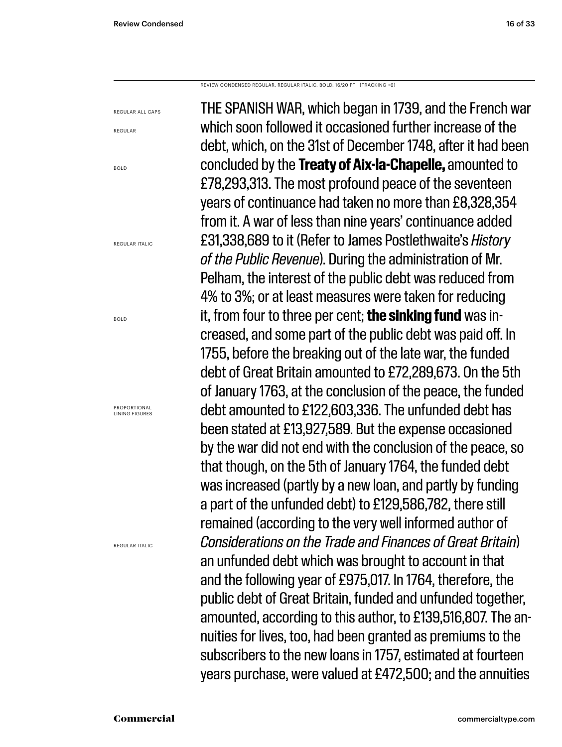REVIEW CONDENSED REGULAR, REGULAR ITALIC, BOLD, 16/20 PT [TRACKING +6]

REGULAR ALL CAPS
REGULAR
BOLD
REGULAR ITALIC
BOLD
PROPORTIONAL LINING FIGURES
REGULAR ITALIC

THE SPANISH WAR, which began in 1739, and the French war which soon followed it occasioned further increase of the debt, which, on the 31st of December 1748, after it had been concluded by the **Treaty of Aix-la-Chapelle,** amounted to £78,293,313. The most profound peace of the seventeen years of continuance had taken no more than £8,328,354 from it. A war of less than nine years' continuance added £31,338,689 to it (Refer to James Postlethwaite's *History of the Public Revenue*). During the administration of Mr. Pelham, the interest of the public debt was reduced from 4% to 3%; or at least measures were taken for reducing it, from four to three per cent; **the sinking fund** was increased, and some part of the public debt was paid off. In 1755, before the breaking out of the late war, the funded debt of Great Britain amounted to £72,289,673. On the 5th of January 1763, at the conclusion of the peace, the funded debt amounted to £122,603,336. The unfunded debt has been stated at £13,927,589. But the expense occasioned by the war did not end with the conclusion of the peace, so that though, on the 5th of January 1764, the funded debt was increased (partly by a new loan, and partly by funding a part of the unfunded debt) to £129,586,782, there still remained (according to the very well informed author of *Considerations on the Trade and Finances of Great Britain*) an unfunded debt which was brought to account in that and the following year of £975,017. In 1764, therefore, the public debt of Great Britain, funded and unfunded together, amounted, according to this author, to £139,516,807. The annuities for lives, too, had been granted as premiums to the subscribers to the new loans in 1757, estimated at fourteen years purchase, were valued at £472,500; and the annuities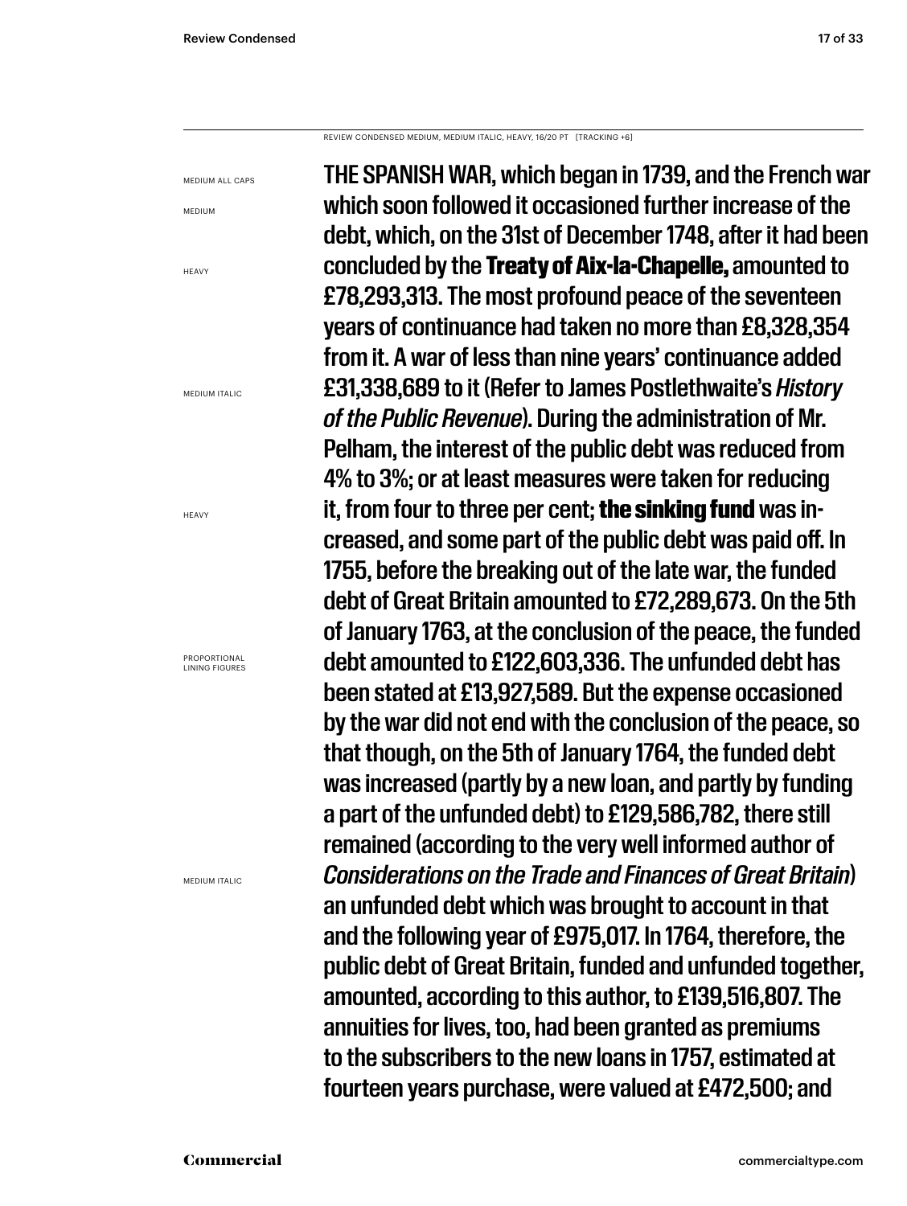REVIEW CONDENSED MEDIUM, MEDIUM ITALIC, HEAVY, 16/20 PT [TRACKING +6]

MEDIUM ALL CAPS

MEDIUM

HEAVY

MEDIUM ITALIC

HEAVY

PROPORTIONAL LINING FIGURES

MEDIUM ITALIC

THE SPANISH WAR, which began in 1739, and the French war which soon followed it occasioned further increase of the debt, which, on the 31st of December 1748, after it had been concluded by the **Treaty of Aix-la-Chapelle,** amounted to £78,293,313. The most profound peace of the seventeen years of continuance had taken no more than £8,328,354 from it. A war of less than nine years' continuance added £31,338,689 to it (Refer to James Postlethwaite's *History of the Public Revenue*). During the administration of Mr. Pelham, the interest of the public debt was reduced from 4% to 3%; or at least measures were taken for reducing it, from four to three per cent; **the sinking fund** was increased, and some part of the public debt was paid off. In 1755, before the breaking out of the late war, the funded debt of Great Britain amounted to £72,289,673. On the 5th of January 1763, at the conclusion of the peace, the funded debt amounted to £122,603,336. The unfunded debt has been stated at £13,927,589. But the expense occasioned by the war did not end with the conclusion of the peace, so that though, on the 5th of January 1764, the funded debt was increased (partly by a new loan, and partly by funding a part of the unfunded debt) to £129,586,782, there still remained (according to the very well informed author of *Considerations on the Trade and Finances of Great Britain*) an unfunded debt which was brought to account in that and the following year of £975,017. In 1764, therefore, the public debt of Great Britain, funded and unfunded together, amounted, according to this author, to £139,516,807. The annuities for lives, too, had been granted as premiums to the subscribers to the new loans in 1757, estimated at fourteen years purchase, were valued at £472,500; and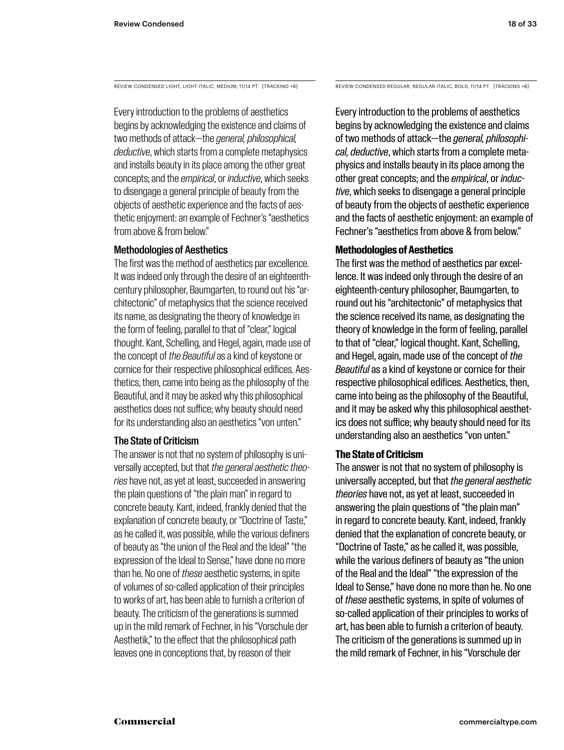REVIEW CONDENSED LIGHT, LIGHT ITALIC, MEDIUM, 11/14 PT [TRACKING +8]

Every introduction to the problems of aesthetics begins by acknowledging the existence and claims of two methods of attack—the *general, philosophical, deductive*, which starts from a complete metaphysics and installs beauty in its place among the other great concepts; and the *empirical*, or *inductive*, which seeks to disengage a general principle of beauty from the objects of aesthetic experience and the facts of aesthetic enjoyment: an example of Fechner's "aesthetics from above & from below."

### Methodologies of Aesthetics

The first was the method of aesthetics par excellence. It was indeed only through the desire of an eighteenth-century philosopher, Baumgarten, to round out his "architectonic" of metaphysics that the science received its name, as designating the theory of knowledge in the form of feeling, parallel to that of "clear," logical thought. Kant, Schelling, and Hegel, again, made use of the concept of *the Beautiful* as a kind of keystone or cornice for their respective philosophical edifices. Aesthetics, then, came into being as the philosophy of the Beautiful, and it may be asked why this philosophical aesthetics does not suffice; why beauty should need for its understanding also an aesthetics "von unten."

### The State of Criticism

The answer is not that no system of philosophy is universally accepted, but that *the general aesthetic theories* have not, as yet at least, succeeded in answering the plain questions of "the plain man" in regard to concrete beauty. Kant, indeed, frankly denied that the explanation of concrete beauty, or "Doctrine of Taste," as he called it, was possible, while the various definers of beauty as "the union of the Real and the Ideal" "the expression of the Ideal to Sense," have done no more than he. No one of *these* aesthetic systems, in spite of volumes of so-called application of their principles to works of art, has been able to furnish a criterion of beauty. The criticism of the generations is summed up in the mild remark of Fechner, in his "Vorschule der Aesthetik," to the effect that the philosophical path leaves one in conceptions that, by reason of their

REVIEW CONDENSED REGULAR, REGULAR ITALIC, BOLD, 11/14 PT [TRACKING +8]

Every introduction to the problems of aesthetics begins by acknowledging the existence and claims of two methods of attack—the *general, philosophical, deductive*, which starts from a complete metaphysics and installs beauty in its place among the other great concepts; and the *empirical*, or *inductive*, which seeks to disengage a general principle of beauty from the objects of aesthetic experience and the facts of aesthetic enjoyment: an example of Fechner's "aesthetics from above & from below."

### **Methodologies of Aesthetics**

The first was the method of aesthetics par excellence. It was indeed only through the desire of an eighteenth-century philosopher, Baumgarten, to round out his "architectonic" of metaphysics that the science received its name, as designating the theory of knowledge in the form of feeling, parallel to that of "clear," logical thought. Kant, Schelling, and Hegel, again, made use of the concept of *the Beautiful* as a kind of keystone or cornice for their respective philosophical edifices. Aesthetics, then, came into being as the philosophy of the Beautiful, and it may be asked why this philosophical aesthetics does not suffice; why beauty should need for its understanding also an aesthetics "von unten."

### **The State of Criticism**

The answer is not that no system of philosophy is universally accepted, but that *the general aesthetic theories* have not, as yet at least, succeeded in answering the plain questions of "the plain man" in regard to concrete beauty. Kant, indeed, frankly denied that the explanation of concrete beauty, or "Doctrine of Taste," as he called it, was possible, while the various definers of beauty as "the union of the Real and the Ideal" "the expression of the Ideal to Sense," have done no more than he. No one of *these* aesthetic systems, in spite of volumes of so-called application of their principles to works of art, has been able to furnish a criterion of beauty. The criticism of the generations is summed up in the mild remark of Fechner, in his "Vorschule der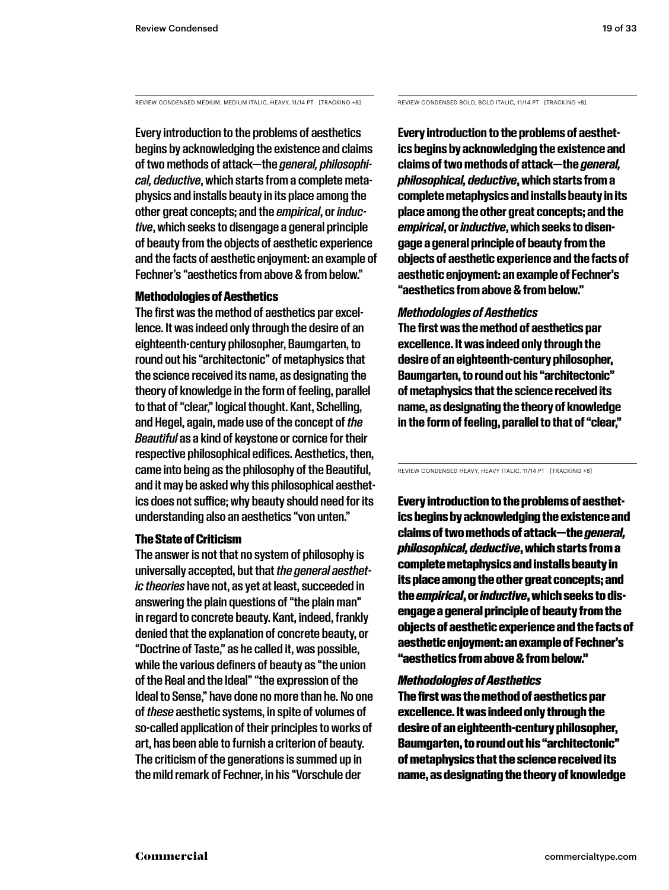REVIEW CONDENSED MEDIUM, MEDIUM ITALIC, HEAVY, 11/14 PT [TRACKING +8]

Every introduction to the problems of aesthetics begins by acknowledging the existence and claims of two methods of attack—the *general, philosophical, deductive*, which starts from a complete metaphysics and installs beauty in its place among the other great concepts; and the *empirical*, or *inductive*, which seeks to disengage a general principle of beauty from the objects of aesthetic experience and the facts of aesthetic enjoyment: an example of Fechner's "aesthetics from above & from below."

**Methodologies of Aesthetics**

The first was the method of aesthetics par excellence. It was indeed only through the desire of an eighteenth-century philosopher, Baumgarten, to round out his "architectonic" of metaphysics that the science received its name, as designating the theory of knowledge in the form of feeling, parallel to that of "clear," logical thought. Kant, Schelling, and Hegel, again, made use of the concept of *the Beautiful* as a kind of keystone or cornice for their respective philosophical edifices. Aesthetics, then, came into being as the philosophy of the Beautiful, and it may be asked why this philosophical aesthetics does not suffice; why beauty should need for its understanding also an aesthetics "von unten."

**The State of Criticism**

The answer is not that no system of philosophy is universally accepted, but that *the general aesthetic theories* have not, as yet at least, succeeded in answering the plain questions of "the plain man" in regard to concrete beauty. Kant, indeed, frankly denied that the explanation of concrete beauty, or "Doctrine of Taste," as he called it, was possible, while the various definers of beauty as "the union of the Real and the Ideal" "the expression of the Ideal to Sense," have done no more than he. No one of *these* aesthetic systems, in spite of volumes of so-called application of their principles to works of art, has been able to furnish a criterion of beauty. The criticism of the generations is summed up in the mild remark of Fechner, in his "Vorschule der

REVIEW CONDENSED BOLD, BOLD ITALIC, 11/14 PT [TRACKING +8]

**Every introduction to the problems of aesthetics begins by acknowledging the existence and claims of two methods of attack—the *general, philosophical, deductive*, which starts from a complete metaphysics and installs beauty in its place among the other great concepts; and the *empirical*, or *inductive*, which seeks to disengage a general principle of beauty from the objects of aesthetic experience and the facts of aesthetic enjoyment: an example of Fechner's "aesthetics from above & from below."**

***Methodologies of Aesthetics***

**The first was the method of aesthetics par excellence. It was indeed only through the desire of an eighteenth-century philosopher, Baumgarten, to round out his "architectonic" of metaphysics that the science received its name, as designating the theory of knowledge in the form of feeling, parallel to that of "clear,"**

REVIEW CONDENSED HEAVY, HEAVY ITALIC, 11/14 PT [TRACKING +8]

**Every introduction to the problems of aesthetics begins by acknowledging the existence and claims of two methods of attack—the *general, philosophical, deductive*, which starts from a complete metaphysics and installs beauty in its place among the other great concepts; and the *empirical*, or *inductive*, which seeks to disengage a general principle of beauty from the objects of aesthetic experience and the facts of aesthetic enjoyment: an example of Fechner's "aesthetics from above & from below."**

***Methodologies of Aesthetics***

**The first was the method of aesthetics par excellence. It was indeed only through the desire of an eighteenth-century philosopher, Baumgarten, to round out his "architectonic" of metaphysics that the science received its name, as designating the theory of knowledge**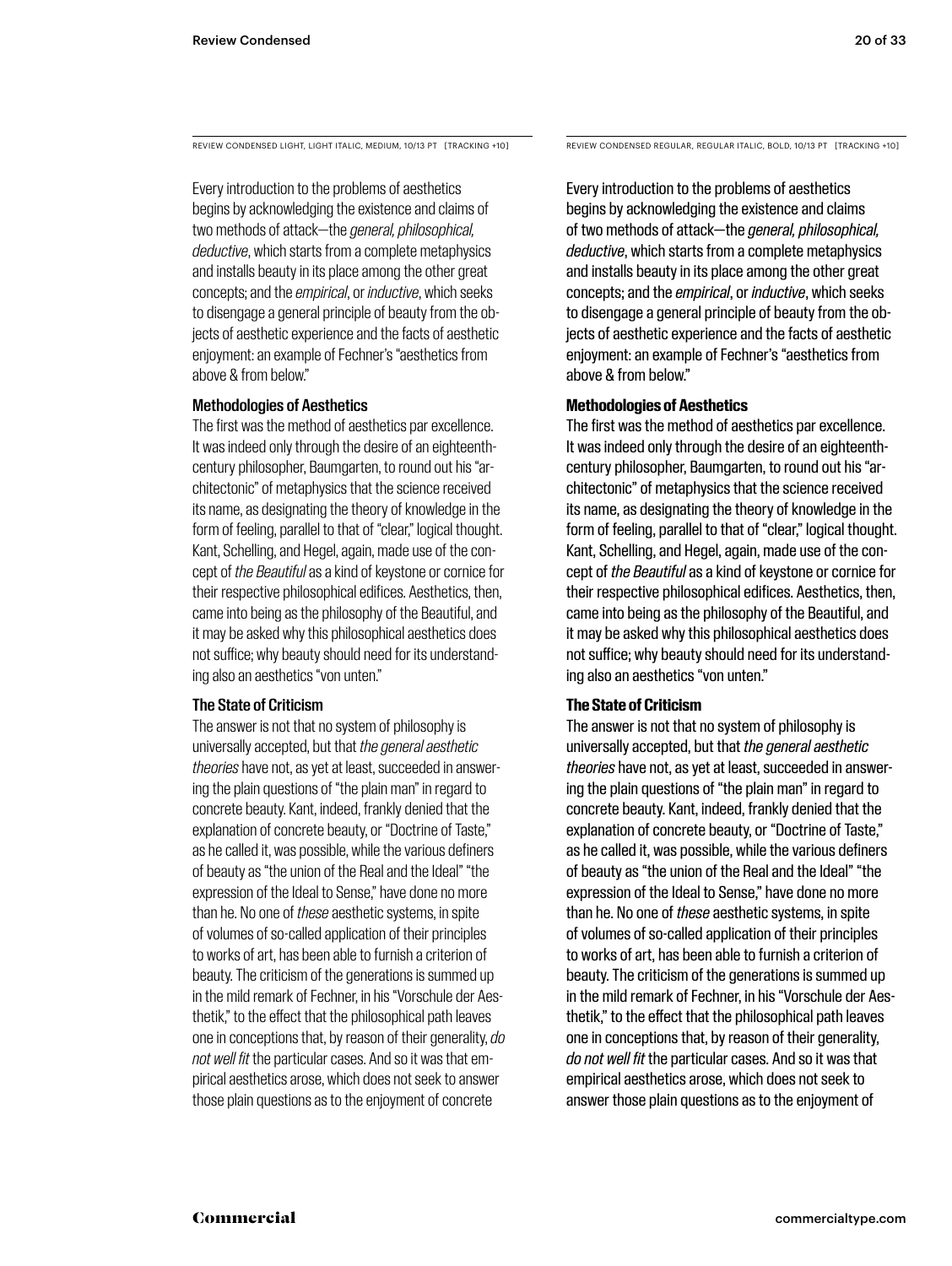REVIEW CONDENSED LIGHT, LIGHT ITALIC, MEDIUM, 10/13 PT [TRACKING +10]

Every introduction to the problems of aesthetics begins by acknowledging the existence and claims of two methods of attack—the *general, philosophical, deductive*, which starts from a complete metaphysics and installs beauty in its place among the other great concepts; and the *empirical*, or *inductive*, which seeks to disengage a general principle of beauty from the objects of aesthetic experience and the facts of aesthetic enjoyment: an example of Fechner's "aesthetics from above & from below."

### Methodologies of Aesthetics

The first was the method of aesthetics par excellence. It was indeed only through the desire of an eighteenth-century philosopher, Baumgarten, to round out his "architectonic" of metaphysics that the science received its name, as designating the theory of knowledge in the form of feeling, parallel to that of "clear," logical thought. Kant, Schelling, and Hegel, again, made use of the concept of *the Beautiful* as a kind of keystone or cornice for their respective philosophical edifices. Aesthetics, then, came into being as the philosophy of the Beautiful, and it may be asked why this philosophical aesthetics does not suffice; why beauty should need for its understanding also an aesthetics "von unten."

### The State of Criticism

The answer is not that no system of philosophy is universally accepted, but that *the general aesthetic theories* have not, as yet at least, succeeded in answering the plain questions of "the plain man" in regard to concrete beauty. Kant, indeed, frankly denied that the explanation of concrete beauty, or "Doctrine of Taste," as he called it, was possible, while the various definers of beauty as "the union of the Real and the Ideal" "the expression of the Ideal to Sense," have done no more than he. No one of *these* aesthetic systems, in spite of volumes of so-called application of their principles to works of art, has been able to furnish a criterion of beauty. The criticism of the generations is summed up in the mild remark of Fechner, in his "Vorschule der Aesthetik," to the effect that the philosophical path leaves one in conceptions that, by reason of their generality, *do not well fit* the particular cases. And so it was that empirical aesthetics arose, which does not seek to answer those plain questions as to the enjoyment of concrete

REVIEW CONDENSED REGULAR, REGULAR ITALIC, BOLD, 10/13 PT [TRACKING +10]

Every introduction to the problems of aesthetics begins by acknowledging the existence and claims of two methods of attack—the *general, philosophical, deductive*, which starts from a complete metaphysics and installs beauty in its place among the other great concepts; and the *empirical*, or *inductive*, which seeks to disengage a general principle of beauty from the objects of aesthetic experience and the facts of aesthetic enjoyment: an example of Fechner's "aesthetics from above & from below."

### **Methodologies of Aesthetics**

The first was the method of aesthetics par excellence. It was indeed only through the desire of an eighteenth-century philosopher, Baumgarten, to round out his "architectonic" of metaphysics that the science received its name, as designating the theory of knowledge in the form of feeling, parallel to that of "clear," logical thought. Kant, Schelling, and Hegel, again, made use of the concept of *the Beautiful* as a kind of keystone or cornice for their respective philosophical edifices. Aesthetics, then, came into being as the philosophy of the Beautiful, and it may be asked why this philosophical aesthetics does not suffice; why beauty should need for its understanding also an aesthetics "von unten."

### **The State of Criticism**

The answer is not that no system of philosophy is universally accepted, but that *the general aesthetic theories* have not, as yet at least, succeeded in answering the plain questions of "the plain man" in regard to concrete beauty. Kant, indeed, frankly denied that the explanation of concrete beauty, or "Doctrine of Taste," as he called it, was possible, while the various definers of beauty as "the union of the Real and the Ideal" "the expression of the Ideal to Sense," have done no more than he. No one of *these* aesthetic systems, in spite of volumes of so-called application of their principles to works of art, has been able to furnish a criterion of beauty. The criticism of the generations is summed up in the mild remark of Fechner, in his "Vorschule der Aesthetik," to the effect that the philosophical path leaves one in conceptions that, by reason of their generality, *do not well fit* the particular cases. And so it was that empirical aesthetics arose, which does not seek to answer those plain questions as to the enjoyment of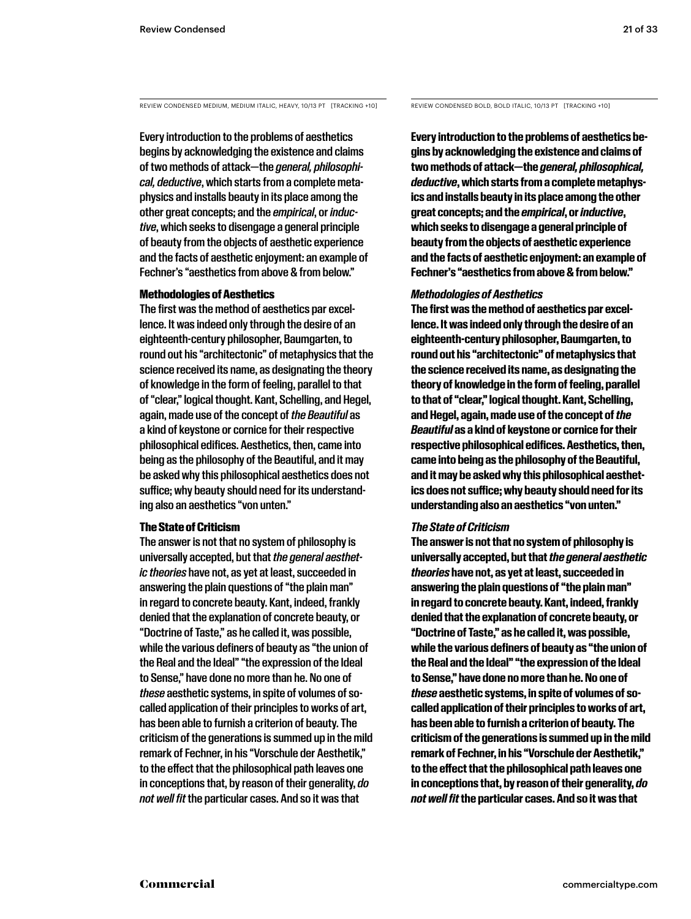REVIEW CONDENSED MEDIUM, MEDIUM ITALIC, HEAVY, 10/13 PT [TRACKING +10]

Every introduction to the problems of aesthetics begins by acknowledging the existence and claims of two methods of attack—the *general, philosophical, deductive*, which starts from a complete metaphysics and installs beauty in its place among the other great concepts; and the *empirical*, or *inductive*, which seeks to disengage a general principle of beauty from the objects of aesthetic experience and the facts of aesthetic enjoyment: an example of Fechner's "aesthetics from above & from below."

**Methodologies of Aesthetics**

The first was the method of aesthetics par excellence. It was indeed only through the desire of an eighteenth-century philosopher, Baumgarten, to round out his "architectonic" of metaphysics that the science received its name, as designating the theory of knowledge in the form of feeling, parallel to that of "clear," logical thought. Kant, Schelling, and Hegel, again, made use of the concept of *the Beautiful* as a kind of keystone or cornice for their respective philosophical edifices. Aesthetics, then, came into being as the philosophy of the Beautiful, and it may be asked why this philosophical aesthetics does not suffice; why beauty should need for its understanding also an aesthetics "von unten."

**The State of Criticism**

The answer is not that no system of philosophy is universally accepted, but that *the general aesthetic theories* have not, as yet at least, succeeded in answering the plain questions of "the plain man" in regard to concrete beauty. Kant, indeed, frankly denied that the explanation of concrete beauty, or "Doctrine of Taste," as he called it, was possible, while the various definers of beauty as "the union of the Real and the Ideal" "the expression of the Ideal to Sense," have done no more than he. No one of *these* aesthetic systems, in spite of volumes of so-called application of their principles to works of art, has been able to furnish a criterion of beauty. The criticism of the generations is summed up in the mild remark of Fechner, in his "Vorschule der Aesthetik," to the effect that the philosophical path leaves one in conceptions that, by reason of their generality, *do not well fit* the particular cases. And so it was that

REVIEW CONDENSED BOLD, BOLD ITALIC, 10/13 PT [TRACKING +10]

**Every introduction to the problems of aesthetics begins by acknowledging the existence and claims of two methods of attack—the *general, philosophical, deductive*, which starts from a complete metaphysics and installs beauty in its place among the other great concepts; and the *empirical*, or *inductive*, which seeks to disengage a general principle of beauty from the objects of aesthetic experience and the facts of aesthetic enjoyment: an example of Fechner's "aesthetics from above & from below."**

***Methodologies of Aesthetics***

**The first was the method of aesthetics par excellence. It was indeed only through the desire of an eighteenth-century philosopher, Baumgarten, to round out his "architectonic" of metaphysics that the science received its name, as designating the theory of knowledge in the form of feeling, parallel to that of "clear," logical thought. Kant, Schelling, and Hegel, again, made use of the concept of *the Beautiful* as a kind of keystone or cornice for their respective philosophical edifices. Aesthetics, then, came into being as the philosophy of the Beautiful, and it may be asked why this philosophical aesthetics does not suffice; why beauty should need for its understanding also an aesthetics "von unten."**

***The State of Criticism***

**The answer is not that no system of philosophy is universally accepted, but that *the general aesthetic theories* have not, as yet at least, succeeded in answering the plain questions of "the plain man" in regard to concrete beauty. Kant, indeed, frankly denied that the explanation of concrete beauty, or "Doctrine of Taste," as he called it, was possible, while the various definers of beauty as "the union of the Real and the Ideal" "the expression of the Ideal to Sense," have done no more than he. No one of *these* aesthetic systems, in spite of volumes of so-called application of their principles to works of art, has been able to furnish a criterion of beauty. The criticism of the generations is summed up in the mild remark of Fechner, in his "Vorschule der Aesthetik," to the effect that the philosophical path leaves one in conceptions that, by reason of their generality, *do not well fit* the particular cases. And so it was that**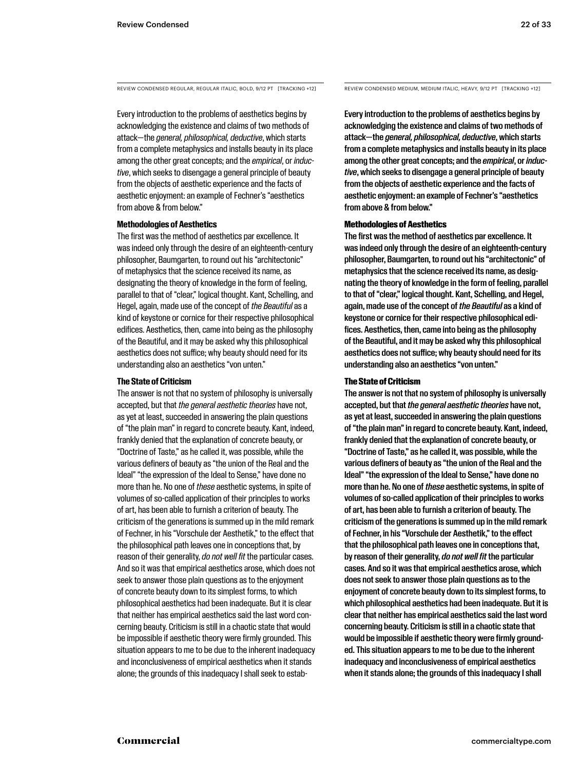REVIEW CONDENSED REGULAR, REGULAR ITALIC, BOLD, 9/12 PT [TRACKING +12]

Every introduction to the problems of aesthetics begins by acknowledging the existence and claims of two methods of attack—the *general, philosophical, deductive*, which starts from a complete metaphysics and installs beauty in its place among the other great concepts; and the *empirical*, or *inductive*, which seeks to disengage a general principle of beauty from the objects of aesthetic experience and the facts of aesthetic enjoyment: an example of Fechner's "aesthetics from above & from below."

**Methodologies of Aesthetics**

The first was the method of aesthetics par excellence. It was indeed only through the desire of an eighteenth-century philosopher, Baumgarten, to round out his "architectonic" of metaphysics that the science received its name, as designating the theory of knowledge in the form of feeling, parallel to that of "clear," logical thought. Kant, Schelling, and Hegel, again, made use of the concept of *the Beautiful* as a kind of keystone or cornice for their respective philosophical edifices. Aesthetics, then, came into being as the philosophy of the Beautiful, and it may be asked why this philosophical aesthetics does not suffice; why beauty should need for its understanding also an aesthetics "von unten."

**The State of Criticism**

The answer is not that no system of philosophy is universally accepted, but that *the general aesthetic theories* have not, as yet at least, succeeded in answering the plain questions of "the plain man" in regard to concrete beauty. Kant, indeed, frankly denied that the explanation of concrete beauty, or "Doctrine of Taste," as he called it, was possible, while the various definers of beauty as "the union of the Real and the Ideal" "the expression of the Ideal to Sense," have done no more than he. No one of *these* aesthetic systems, in spite of volumes of so-called application of their principles to works of art, has been able to furnish a criterion of beauty. The criticism of the generations is summed up in the mild remark of Fechner, in his "Vorschule der Aesthetik," to the effect that the philosophical path leaves one in conceptions that, by reason of their generality, *do not well fit* the particular cases. And so it was that empirical aesthetics arose, which does not seek to answer those plain questions as to the enjoyment of concrete beauty down to its simplest forms, to which philosophical aesthetics had been inadequate. But it is clear that neither has empirical aesthetics said the last word concerning beauty. Criticism is still in a chaotic state that would be impossible if aesthetic theory were firmly grounded. This situation appears to me to be due to the inherent inadequacy and inconclusiveness of empirical aesthetics when it stands alone; the grounds of this inadequacy I shall seek to estab-

REVIEW CONDENSED MEDIUM, MEDIUM ITALIC, HEAVY, 9/12 PT [TRACKING +12]

Every introduction to the problems of aesthetics begins by acknowledging the existence and claims of two methods of attack—the *general, philosophical, deductive*, which starts from a complete metaphysics and installs beauty in its place among the other great concepts; and the *empirical*, or *inductive*, which seeks to disengage a general principle of beauty from the objects of aesthetic experience and the facts of aesthetic enjoyment: an example of Fechner's "aesthetics from above & from below."

**Methodologies of Aesthetics**

The first was the method of aesthetics par excellence. It was indeed only through the desire of an eighteenth-century philosopher, Baumgarten, to round out his "architectonic" of metaphysics that the science received its name, as designating the theory of knowledge in the form of feeling, parallel to that of "clear," logical thought. Kant, Schelling, and Hegel, again, made use of the concept of *the Beautiful* as a kind of keystone or cornice for their respective philosophical edifices. Aesthetics, then, came into being as the philosophy of the Beautiful, and it may be asked why this philosophical aesthetics does not suffice; why beauty should need for its understanding also an aesthetics "von unten."

**The State of Criticism**

The answer is not that no system of philosophy is universally accepted, but that *the general aesthetic theories* have not, as yet at least, succeeded in answering the plain questions of "the plain man" in regard to concrete beauty. Kant, indeed, frankly denied that the explanation of concrete beauty, or "Doctrine of Taste," as he called it, was possible, while the various definers of beauty as "the union of the Real and the Ideal" "the expression of the Ideal to Sense," have done no more than he. No one of *these* aesthetic systems, in spite of volumes of so-called application of their principles to works of art, has been able to furnish a criterion of beauty. The criticism of the generations is summed up in the mild remark of Fechner, in his "Vorschule der Aesthetik," to the effect that the philosophical path leaves one in conceptions that, by reason of their generality, *do not well fit* the particular cases. And so it was that empirical aesthetics arose, which does not seek to answer those plain questions as to the enjoyment of concrete beauty down to its simplest forms, to which philosophical aesthetics had been inadequate. But it is clear that neither has empirical aesthetics said the last word concerning beauty. Criticism is still in a chaotic state that would be impossible if aesthetic theory were firmly grounded. This situation appears to me to be due to the inherent inadequacy and inconclusiveness of empirical aesthetics when it stands alone; the grounds of this inadequacy I shall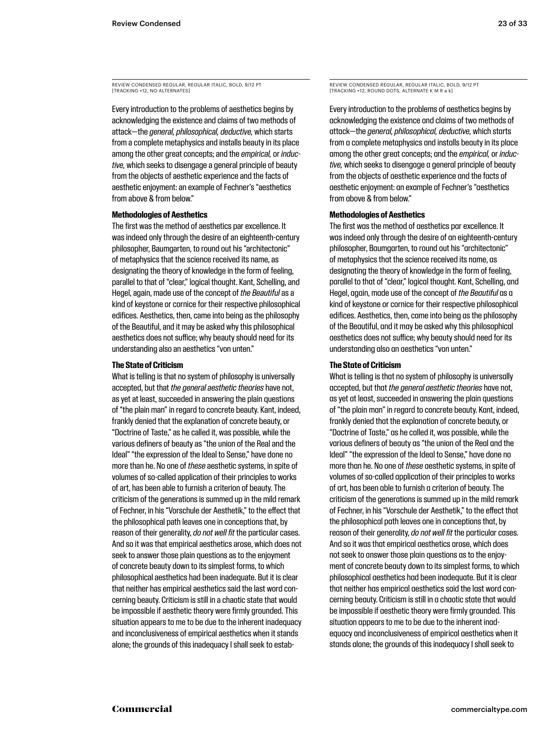REVIEW CONDENSED REGULAR, REGULAR ITALIC, BOLD, 9/12 PT
[TRACKING +12, NO ALTERNATES]

Every introduction to the problems of aesthetics begins by acknowledging the existence and claims of two methods of attack—the *general, philosophical, deductive,* which starts from a complete metaphysics and installs beauty in its place among the other great concepts; and the *empirical,* or *inductive,* which seeks to disengage a general principle of beauty from the objects of aesthetic experience and the facts of aesthetic enjoyment: an example of Fechner's "aesthetics from above & from below."

**Methodologies of Aesthetics**

The first was the method of aesthetics par excellence. It was indeed only through the desire of an eighteenth-century philosopher, Baumgarten, to round out his "architectonic" of metaphysics that the science received its name, as designating the theory of knowledge in the form of feeling, parallel to that of "clear," logical thought. Kant, Schelling, and Hegel, again, made use of the concept of *the Beautiful* as a kind of keystone or cornice for their respective philosophical edifices. Aesthetics, then, came into being as the philosophy of the Beautiful, and it may be asked why this philosophical aesthetics does not suffice; why beauty should need for its understanding also an aesthetics "von unten."

**The State of Criticism**

What is telling is that no system of philosophy is universally accepted, but that *the general aesthetic theories* have not, as yet at least, succeeded in answering the plain questions of "the plain man" in regard to concrete beauty. Kant, indeed, frankly denied that the explanation of concrete beauty, or "Doctrine of Taste," as he called it, was possible, while the various definers of beauty as "the union of the Real and the Ideal" "the expression of the Ideal to Sense," have done no more than he. No one of *these* aesthetic systems, in spite of volumes of so-called application of their principles to works of art, has been able to furnish a criterion of beauty. The criticism of the generations is summed up in the mild remark of Fechner, in his "Vorschule der Aesthetik," to the effect that the philosophical path leaves one in conceptions that, by reason of their generality, *do not well fit* the particular cases. And so it was that empirical aesthetics arose, which does not seek to answer those plain questions as to the enjoyment of concrete beauty down to its simplest forms, to which philosophical aesthetics had been inadequate. But it is clear that neither has empirical aesthetics said the last word concerning beauty. Criticism is still in a chaotic state that would be impossible if aesthetic theory were firmly grounded. This situation appears to me to be due to the inherent inadequacy and inconclusiveness of empirical aesthetics when it stands alone; the grounds of this inadequacy I shall seek to estab-

REVIEW CONDENSED REGULAR, REGULAR ITALIC, BOLD, 9/12 PT
[TRACKING +12, ROUND DOTS, ALTERNATE K M R a k]

Every introduction to the problems of aesthetics begins by acknowledging the existence and claims of two methods of attack—the *general, philosophical, deductive,* which starts from a complete metaphysics and installs beauty in its place among the other great concepts; and the *empirical,* or *inductive,* which seeks to disengage a general principle of beauty from the objects of aesthetic experience and the facts of aesthetic enjoyment: an example of Fechner's "aesthetics from above & from below."

**Methodologies of Aesthetics**

The first was the method of aesthetics par excellence. It was indeed only through the desire of an eighteenth-century philosopher, Baumgarten, to round out his "architectonic" of metaphysics that the science received its name, as designating the theory of knowledge in the form of feeling, parallel to that of "clear," logical thought. Kant, Schelling, and Hegel, again, made use of the concept of *the Beautiful* as a kind of keystone or cornice for their respective philosophical edifices. Aesthetics, then, came into being as the philosophy of the Beautiful, and it may be asked why this philosophical aesthetics does not suffice; why beauty should need for its understanding also an aesthetics "von unten."

**The State of Criticism**

What is telling is that no system of philosophy is universally accepted, but that *the general aesthetic theories* have not, as yet at least, succeeded in answering the plain questions of "the plain man" in regard to concrete beauty. Kant, indeed, frankly denied that the explanation of concrete beauty, or "Doctrine of Taste," as he called it, was possible, while the various definers of beauty as "the union of the Real and the Ideal" "the expression of the Ideal to Sense," have done no more than he. No one of *these* aesthetic systems, in spite of volumes of so-called application of their principles to works of art, has been able to furnish a criterion of beauty. The criticism of the generations is summed up in the mild remark of Fechner, in his "Vorschule der Aesthetik," to the effect that the philosophical path leaves one in conceptions that, by reason of their generality, *do not well fit* the particular cases. And so it was that empirical aesthetics arose, which does not seek to answer those plain questions as to the enjoyment of concrete beauty down to its simplest forms, to which philosophical aesthetics had been inadequate. But it is clear that neither has empirical aesthetics said the last word concerning beauty. Criticism is still in a chaotic state that would be impossible if aesthetic theory were firmly grounded. This situation appears to me to be due to the inherent inadequacy and inconclusiveness of empirical aesthetics when it stands alone; the grounds of this inadequacy I shall seek to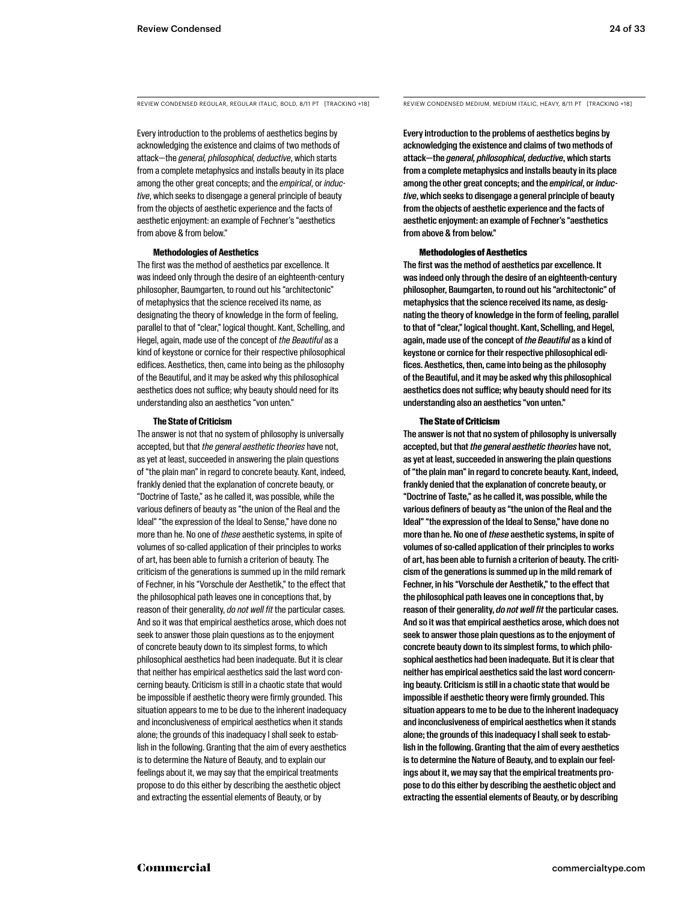REVIEW CONDENSED REGULAR, REGULAR ITALIC, BOLD, 8/11 PT [TRACKING +18]

Every introduction to the problems of aesthetics begins by acknowledging the existence and claims of two methods of attack—the *general, philosophical, deductive*, which starts from a complete metaphysics and installs beauty in its place among the other great concepts; and the *empirical*, or *inductive*, which seeks to disengage a general principle of beauty from the objects of aesthetic experience and the facts of aesthetic enjoyment: an example of Fechner's "aesthetics from above & from below."

**Methodologies of Aesthetics**

The first was the method of aesthetics par excellence. It was indeed only through the desire of an eighteenth-century philosopher, Baumgarten, to round out his "architectonic" of metaphysics that the science received its name, as designating the theory of knowledge in the form of feeling, parallel to that of "clear," logical thought. Kant, Schelling, and Hegel, again, made use of the concept of *the Beautiful* as a kind of keystone or cornice for their respective philosophical edifices. Aesthetics, then, came into being as the philosophy of the Beautiful, and it may be asked why this philosophical aesthetics does not suffice; why beauty should need for its understanding also an aesthetics "von unten."

**The State of Criticism**

The answer is not that no system of philosophy is universally accepted, but that *the general aesthetic theories* have not, as yet at least, succeeded in answering the plain questions of "the plain man" in regard to concrete beauty. Kant, indeed, frankly denied that the explanation of concrete beauty, or "Doctrine of Taste," as he called it, was possible, while the various definers of beauty as "the union of the Real and the Ideal" "the expression of the Ideal to Sense," have done no more than he. No one of *these* aesthetic systems, in spite of volumes of so-called application of their principles to works of art, has been able to furnish a criterion of beauty. The criticism of the generations is summed up in the mild remark of Fechner, in his "Vorschule der Aesthetik," to the effect that the philosophical path leaves one in conceptions that, by reason of their generality, *do not well fit* the particular cases. And so it was that empirical aesthetics arose, which does not seek to answer those plain questions as to the enjoyment of concrete beauty down to its simplest forms, to which philosophical aesthetics had been inadequate. But it is clear that neither has empirical aesthetics said the last word concerning beauty. Criticism is still in a chaotic state that would be impossible if aesthetic theory were firmly grounded. This situation appears to me to be due to the inherent inadequacy and inconclusiveness of empirical aesthetics when it stands alone; the grounds of this inadequacy I shall seek to establish in the following. Granting that the aim of every aesthetics is to determine the Nature of Beauty, and to explain our feelings about it, we may say that the empirical treatments propose to do this either by describing the aesthetic object and extracting the essential elements of Beauty, or by

REVIEW CONDENSED MEDIUM, MEDIUM ITALIC, HEAVY, 8/11 PT [TRACKING +18]

Every introduction to the problems of aesthetics begins by acknowledging the existence and claims of two methods of attack—the *general, philosophical, deductive*, which starts from a complete metaphysics and installs beauty in its place among the other great concepts; and the *empirical*, or *inductive*, which seeks to disengage a general principle of beauty from the objects of aesthetic experience and the facts of aesthetic enjoyment: an example of Fechner's "aesthetics from above & from below."

**Methodologies of Aesthetics**

The first was the method of aesthetics par excellence. It was indeed only through the desire of an eighteenth-century philosopher, Baumgarten, to round out his "architectonic" of metaphysics that the science received its name, as designating the theory of knowledge in the form of feeling, parallel to that of "clear," logical thought. Kant, Schelling, and Hegel, again, made use of the concept of *the Beautiful* as a kind of keystone or cornice for their respective philosophical edifices. Aesthetics, then, came into being as the philosophy of the Beautiful, and it may be asked why this philosophical aesthetics does not suffice; why beauty should need for its understanding also an aesthetics "von unten."

**The State of Criticism**

The answer is not that no system of philosophy is universally accepted, but that *the general aesthetic theories* have not, as yet at least, succeeded in answering the plain questions of "the plain man" in regard to concrete beauty. Kant, indeed, frankly denied that the explanation of concrete beauty, or "Doctrine of Taste," as he called it, was possible, while the various definers of beauty as "the union of the Real and the Ideal" "the expression of the Ideal to Sense," have done no more than he. No one of *these* aesthetic systems, in spite of volumes of so-called application of their principles to works of art, has been able to furnish a criterion of beauty. The criticism of the generations is summed up in the mild remark of Fechner, in his "Vorschule der Aesthetik," to the effect that the philosophical path leaves one in conceptions that, by reason of their generality, *do not well fit* the particular cases. And so it was that empirical aesthetics arose, which does not seek to answer those plain questions as to the enjoyment of concrete beauty down to its simplest forms, to which philosophical aesthetics had been inadequate. But it is clear that neither has empirical aesthetics said the last word concerning beauty. Criticism is still in a chaotic state that would be impossible if aesthetic theory were firmly grounded. This situation appears to me to be due to the inherent inadequacy and inconclusiveness of empirical aesthetics when it stands alone; the grounds of this inadequacy I shall seek to establish in the following. Granting that the aim of every aesthetics is to determine the Nature of Beauty, and to explain our feelings about it, we may say that the empirical treatments propose to do this either by describing the aesthetic object and extracting the essential elements of Beauty, or by describing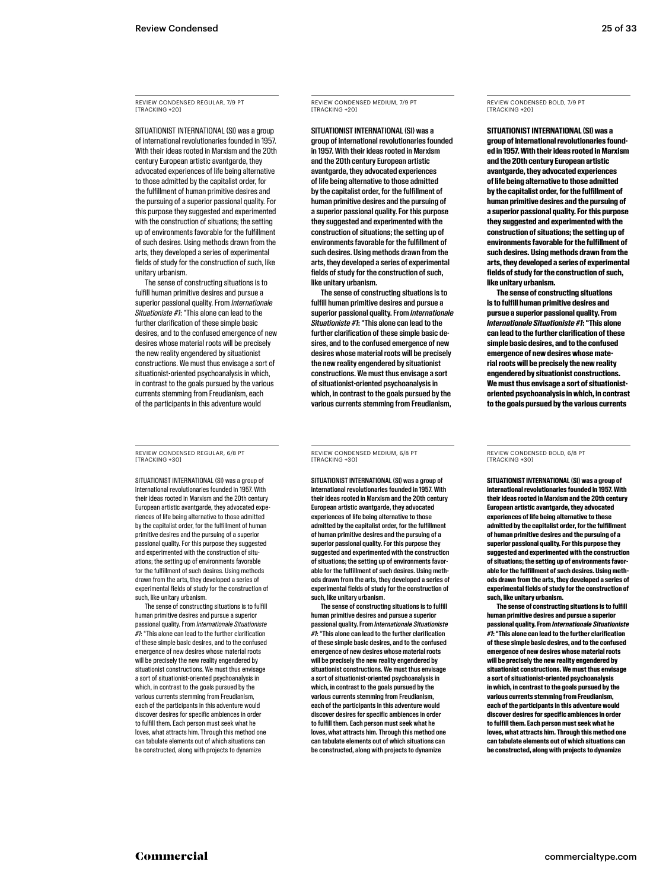REVIEW CONDENSED REGULAR, 7/9 PT
[TRACKING +20]

SITUATIONIST INTERNATIONAL (SI) was a group of international revolutionaries founded in 1957. With their ideas rooted in Marxism and the 20th century European artistic avantgarde, they advocated experiences of life being alternative to those admitted by the capitalist order, for the fulfillment of human primitive desires and the pursuing of a superior passional quality. For this purpose they suggested and experimented with the construction of situations; the setting up of environments favorable for the fulfillment of such desires. Using methods drawn from the arts, they developed a series of experimental fields of study for the construction of such, like unitary urbanism.

The sense of constructing situations is to fulfill human primitive desires and pursue a superior passional quality. From *Internationale Situationiste #1*: "This alone can lead to the further clarification of these simple basic desires, and to the confused emergence of new desires whose material roots will be precisely the new reality engendered by situationist constructions. We must thus envisage a sort of situationist-oriented psychoanalysis in which, in contrast to the goals pursued by the various currents stemming from Freudianism, each of the participants in this adventure would

REVIEW CONDENSED MEDIUM, 7/9 PT
[TRACKING +20]

SITUATIONIST INTERNATIONAL (SI) was a group of international revolutionaries founded in 1957. With their ideas rooted in Marxism and the 20th century European artistic avantgarde, they advocated experiences of life being alternative to those admitted by the capitalist order, for the fulfillment of human primitive desires and the pursuing of a superior passional quality. For this purpose they suggested and experimented with the construction of situations; the setting up of environments favorable for the fulfillment of such desires. Using methods drawn from the arts, they developed a series of experimental fields of study for the construction of such, like unitary urbanism.

The sense of constructing situations is to fulfill human primitive desires and pursue a superior passional quality. From *Internationale Situationiste #1*: "This alone can lead to the further clarification of these simple basic desires, and to the confused emergence of new desires whose material roots will be precisely the new reality engendered by situationist constructions. We must thus envisage a sort of situationist-oriented psychoanalysis in which, in contrast to the goals pursued by the various currents stemming from Freudianism,

REVIEW CONDENSED BOLD, 7/9 PT
[TRACKING +20]

**SITUATIONIST INTERNATIONAL (SI) was a group of international revolutionaries founded in 1957. With their ideas rooted in Marxism and the 20th century European artistic avantgarde, they advocated experiences of life being alternative to those admitted by the capitalist order, for the fulfillment of human primitive desires and the pursuing of a superior passional quality. For this purpose they suggested and experimented with the construction of situations; the setting up of environments favorable for the fulfillment of such desires. Using methods drawn from the arts, they developed a series of experimental fields of study for the construction of such, like unitary urbanism.**

**The sense of constructing situations is to fulfill human primitive desires and pursue a superior passional quality. From *Internationale Situationiste #1*: "This alone can lead to the further clarification of these simple basic desires, and to the confused emergence of new desires whose material roots will be precisely the new reality engendered by situationist constructions. We must thus envisage a sort of situationist-oriented psychoanalysis in which, in contrast to the goals pursued by the various currents**

REVIEW CONDENSED REGULAR, 6/8 PT
[TRACKING +30]

SITUATIONIST INTERNATIONAL (SI) was a group of international revolutionaries founded in 1957. With their ideas rooted in Marxism and the 20th century European artistic avantgarde, they advocated experiences of life being alternative to those admitted by the capitalist order, for the fulfillment of human primitive desires and the pursuing of a superior passional quality. For this purpose they suggested and experimented with the construction of situations; the setting up of environments favorable for the fulfillment of such desires. Using methods drawn from the arts, they developed a series of experimental fields of study for the construction of such, like unitary urbanism.

The sense of constructing situations is to fulfill human primitive desires and pursue a superior passional quality. From *Internationale Situationiste #1*: "This alone can lead to the further clarification of these simple basic desires, and to the confused emergence of new desires whose material roots will be precisely the new reality engendered by situationist constructions. We must thus envisage a sort of situationist-oriented psychoanalysis in which, in contrast to the goals pursued by the various currents stemming from Freudianism, each of the participants in this adventure would discover desires for specific ambiences in order to fulfill them. Each person must seek what he loves, what attracts him. Through this method one can tabulate elements out of which situations can be constructed, along with projects to dynamize

REVIEW CONDENSED MEDIUM, 6/8 PT
[TRACKING +30]

SITUATIONIST INTERNATIONAL (SI) was a group of international revolutionaries founded in 1957. With their ideas rooted in Marxism and the 20th century European artistic avantgarde, they advocated experiences of life being alternative to those admitted by the capitalist order, for the fulfillment of human primitive desires and the pursuing of a superior passional quality. For this purpose they suggested and experimented with the construction of situations; the setting up of environments favorable for the fulfillment of such desires. Using methods drawn from the arts, they developed a series of experimental fields of study for the construction of such, like unitary urbanism.

The sense of constructing situations is to fulfill human primitive desires and pursue a superior passional quality. From *Internationale Situationiste #1*: "This alone can lead to the further clarification of these simple basic desires, and to the confused emergence of new desires whose material roots will be precisely the new reality engendered by situationist constructions. We must thus envisage a sort of situationist-oriented psychoanalysis in which, in contrast to the goals pursued by the various currents stemming from Freudianism, each of the participants in this adventure would discover desires for specific ambiences in order to fulfill them. Each person must seek what he loves, what attracts him. Through this method one can tabulate elements out of which situations can be constructed, along with projects to dynamize

REVIEW CONDENSED BOLD, 6/8 PT
[TRACKING +30]

**SITUATIONIST INTERNATIONAL (SI) was a group of international revolutionaries founded in 1957. With their ideas rooted in Marxism and the 20th century European artistic avantgarde, they advocated experiences of life being alternative to those admitted by the capitalist order, for the fulfillment of human primitive desires and the pursuing of a superior passional quality. For this purpose they suggested and experimented with the construction of situations; the setting up of environments favorable for the fulfillment of such desires. Using methods drawn from the arts, they developed a series of experimental fields of study for the construction of such, like unitary urbanism.**

**The sense of constructing situations is to fulfill human primitive desires and pursue a superior passional quality. From *Internationale Situationiste #1*: "This alone can lead to the further clarification of these simple basic desires, and to the confused emergence of new desires whose material roots will be precisely the new reality engendered by situationist constructions. We must thus envisage a sort of situationist-oriented psychoanalysis in which, in contrast to the goals pursued by the various currents stemming from Freudianism, each of the participants in this adventure would discover desires for specific ambiences in order to fulfill them. Each person must seek what he loves, what attracts him. Through this method one can tabulate elements out of which situations can be constructed, along with projects to dynamize**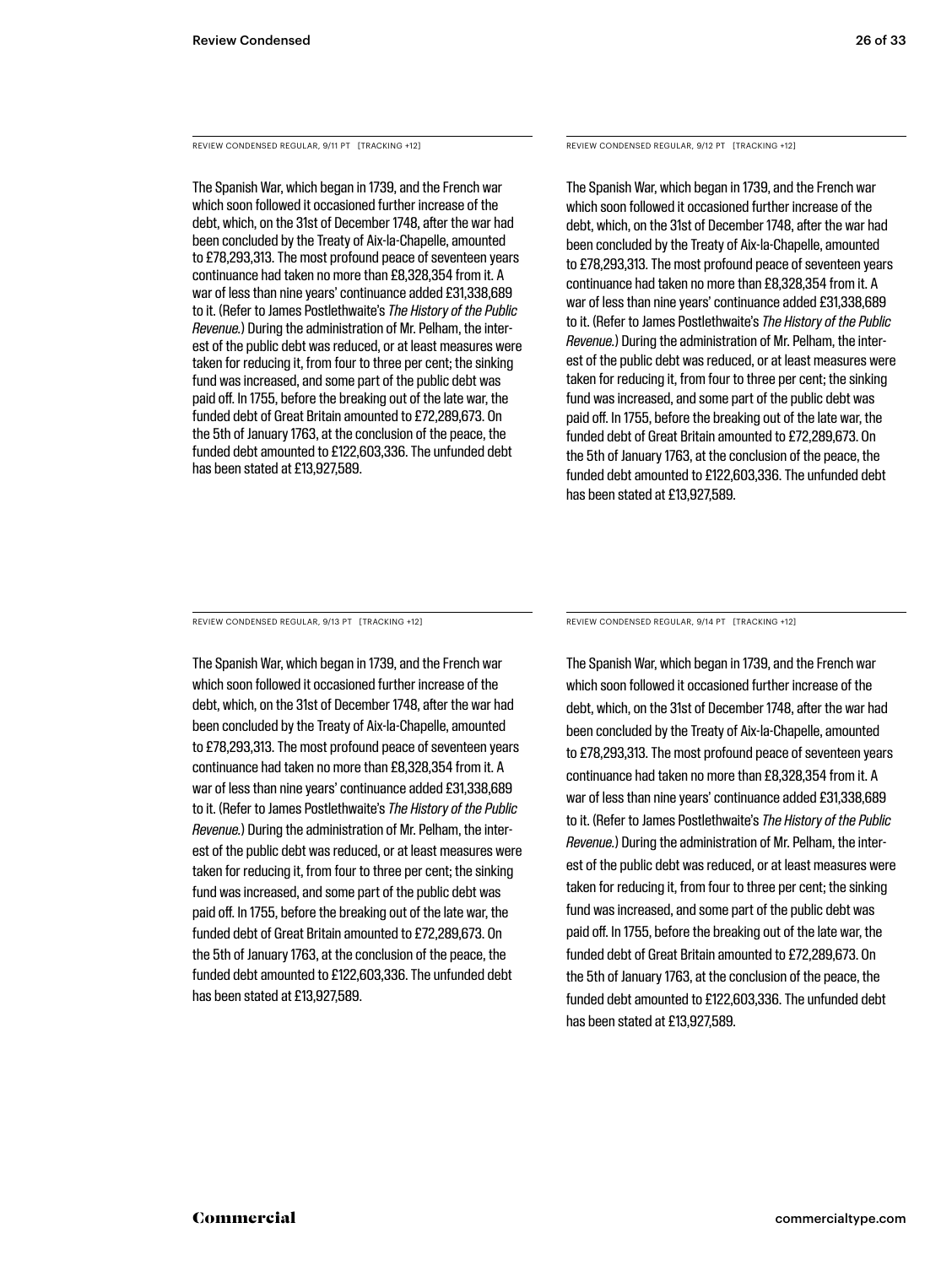REVIEW CONDENSED REGULAR, 9/11 PT [TRACKING +12]

The Spanish War, which began in 1739, and the French war which soon followed it occasioned further increase of the debt, which, on the 31st of December 1748, after the war had been concluded by the Treaty of Aix-la-Chapelle, amounted to £78,293,313. The most profound peace of seventeen years continuance had taken no more than £8,328,354 from it. A war of less than nine years' continuance added £31,338,689 to it. (Refer to James Postlethwaite's *The History of the Public Revenue.*) During the administration of Mr. Pelham, the interest of the public debt was reduced, or at least measures were taken for reducing it, from four to three per cent; the sinking fund was increased, and some part of the public debt was paid off. In 1755, before the breaking out of the late war, the funded debt of Great Britain amounted to £72,289,673. On the 5th of January 1763, at the conclusion of the peace, the funded debt amounted to £122,603,336. The unfunded debt has been stated at £13,927,589.

REVIEW CONDENSED REGULAR, 9/12 PT [TRACKING +12]

The Spanish War, which began in 1739, and the French war which soon followed it occasioned further increase of the debt, which, on the 31st of December 1748, after the war had been concluded by the Treaty of Aix-la-Chapelle, amounted to £78,293,313. The most profound peace of seventeen years continuance had taken no more than £8,328,354 from it. A war of less than nine years' continuance added £31,338,689 to it. (Refer to James Postlethwaite's *The History of the Public Revenue.*) During the administration of Mr. Pelham, the interest of the public debt was reduced, or at least measures were taken for reducing it, from four to three per cent; the sinking fund was increased, and some part of the public debt was paid off. In 1755, before the breaking out of the late war, the funded debt of Great Britain amounted to £72,289,673. On the 5th of January 1763, at the conclusion of the peace, the funded debt amounted to £122,603,336. The unfunded debt has been stated at £13,927,589.

REVIEW CONDENSED REGULAR, 9/13 PT [TRACKING +12]

The Spanish War, which began in 1739, and the French war which soon followed it occasioned further increase of the debt, which, on the 31st of December 1748, after the war had been concluded by the Treaty of Aix-la-Chapelle, amounted to £78,293,313. The most profound peace of seventeen years continuance had taken no more than £8,328,354 from it. A war of less than nine years' continuance added £31,338,689 to it. (Refer to James Postlethwaite's *The History of the Public Revenue.*) During the administration of Mr. Pelham, the interest of the public debt was reduced, or at least measures were taken for reducing it, from four to three per cent; the sinking fund was increased, and some part of the public debt was paid off. In 1755, before the breaking out of the late war, the funded debt of Great Britain amounted to £72,289,673. On the 5th of January 1763, at the conclusion of the peace, the funded debt amounted to £122,603,336. The unfunded debt has been stated at £13,927,589.

REVIEW CONDENSED REGULAR, 9/14 PT [TRACKING +12]

The Spanish War, which began in 1739, and the French war which soon followed it occasioned further increase of the debt, which, on the 31st of December 1748, after the war had been concluded by the Treaty of Aix-la-Chapelle, amounted to £78,293,313. The most profound peace of seventeen years continuance had taken no more than £8,328,354 from it. A war of less than nine years' continuance added £31,338,689 to it. (Refer to James Postlethwaite's *The History of the Public Revenue.*) During the administration of Mr. Pelham, the interest of the public debt was reduced, or at least measures were taken for reducing it, from four to three per cent; the sinking fund was increased, and some part of the public debt was paid off. In 1755, before the breaking out of the late war, the funded debt of Great Britain amounted to £72,289,673. On the 5th of January 1763, at the conclusion of the peace, the funded debt amounted to £122,603,336. The unfunded debt has been stated at £13,927,589.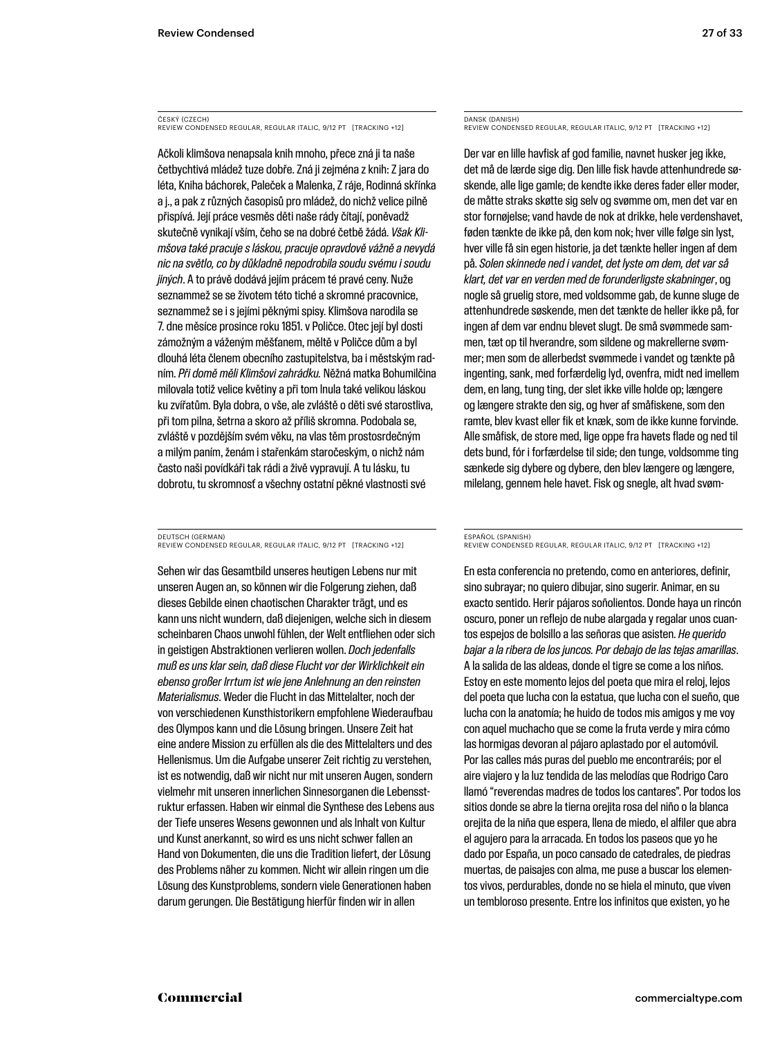ČESKÝ (CZECH)
REVIEW CONDENSED REGULAR, REGULAR ITALIC, 9/12 PT [TRACKING +12]

Ačkoli Klimšova nenapsala knih mnoho, přece zná ji ta naše četbychtivá mládež tuze dobře. Zná ji zejména z knih: Z jara do léta, Kniha báchorek, Paleček a Malenka, Z ráje, Rodinná skřínka a j., a pak z různých časopisů pro mládež, do nichž velice pilně přispívá. Její práce vesměs děti naše rády čítají, poněvadž skutečně vynikají vším, čeho se na dobré četbě žádá. *Však Klimšova také pracuje s láskou, pracuje opravdově vážně a nevydá nic na světlo, co by důkladně nepodrobila soudu svému i soudu jiných*. A to právě dodává jejím prácem té pravé ceny. Nuže seznammež se se životem této tiché a skromné pracovnice, seznammež se i s jejími pěknými spisy. Klimšova narodila se 7. dne měsíce prosince roku 1851. v Poličce. Otec její byl dosti zámožným a váženým měšťanem, měltě v Poličce dům a byl dlouhá léta členem obecního zastupitelstva, ba i městským radním. *Při domě měli Klimšovi zahrádku.* Něžná matka Bohumilčina milovala totiž velice květiny a při tom lnula také velikou láskou ku zvířatům. Byla dobra, o vše, ale zvláště o děti své starostliva, při tom pilna, šetrna a skoro až příliš skromna. Podobala se, zvláště v pozdějším svém věku, na vlas těm prostosrdečným a milým paním, ženám i stařenkám staročeským, o nichž nám často naši povídkáři tak rádi a živě vypravují. A tu lásku, tu dobrotu, tu skromnosť a všechny ostatní pěkné vlastnosti své

DANSK (DANISH)
REVIEW CONDENSED REGULAR, REGULAR ITALIC, 9/12 PT [TRACKING +12]

Der var en lille havfisk af god familie, navnet husker jeg ikke, det må de lærde sige dig. Den lille fisk havde attenhundrede søskende, alle lige gamle; de kendte ikke deres fader eller moder, de måtte straks skøtte sig selv og svømme om, men det var en stor fornøjelse; vand havde de nok at drikke, hele verdenshavet, føden tænkte de ikke på, den kom nok; hver ville følge sin lyst, hver ville få sin egen historie, ja det tænkte heller ingen af dem på. *Solen skinnede ned i vandet, det lyste om dem, det var så klart, det var en verden med de forunderligste skabninger*, og nogle så gruelig store, med voldsomme gab, de kunne sluge de attenhundrede søskende, men det tænkte de heller ikke på, for ingen af dem var endnu blevet slugt. De små svømmede sammen, tæt op til hverandre, som sildene og makrellerne svømmer; men som de allerbedst svømmede i vandet og tænkte på ingenting, sank, med forfærdelig lyd, ovenfra, midt ned imellem dem, en lang, tung ting, der slet ikke ville holde op; længere og længere strakte den sig, og hver af småfiskene, som den ramte, blev kvast eller fik et knæk, som de ikke kunne forvinde. Alle småfisk, de store med, lige oppe fra havets flade og ned til dets bund, fór i forfærdelse til side; den tunge, voldsomme ting sænkede sig dybere og dybere, den blev længere og længere, milelang, gennem hele havet. Fisk og snegle, alt hvad svøm-

DEUTSCH (GERMAN)
REVIEW CONDENSED REGULAR, REGULAR ITALIC, 9/12 PT [TRACKING +12]

Sehen wir das Gesamtbild unseres heutigen Lebens nur mit unseren Augen an, so können wir die Folgerung ziehen, daß dieses Gebilde einen chaotischen Charakter trägt, und es kann uns nicht wundern, daß diejenigen, welche sich in diesem scheinbaren Chaos unwohl fühlen, der Welt entfliehen oder sich in geistigen Abstraktionen verlieren wollen. *Doch jedenfalls muß es uns klar sein, daß diese Flucht vor der Wirklichkeit ein ebenso großer Irrtum ist wie jene Anlehnung an den reinsten Materialismus*. Weder die Flucht in das Mittelalter, noch der von verschiedenen Kunsthistorikern empfohlene Wiederaufbau des Olympos kann und die Lösung bringen. Unsere Zeit hat eine andere Mission zu erfüllen als die des Mittelalters und des Hellenismus. Um die Aufgabe unserer Zeit richtig zu verstehen, ist es notwendig, daß wir nicht nur mit unseren Augen, sondern vielmehr mit unseren innerlichen Sinnesorganen die Lebensstruktur erfassen. Haben wir einmal die Synthese des Lebens aus der Tiefe unseres Wesens gewonnen und als Inhalt von Kultur und Kunst anerkannt, so wird es uns nicht schwer fallen an Hand von Dokumenten, die uns die Tradition liefert, der Lösung des Problems näher zu kommen. Nicht wir allein ringen um die Lösung des Kunstproblems, sondern viele Generationen haben darum gerungen. Die Bestätigung hierfür finden wir in allen

ESPAÑOL (SPANISH)
REVIEW CONDENSED REGULAR, REGULAR ITALIC, 9/12 PT [TRACKING +12]

En esta conferencia no pretendo, como en anteriores, definir, sino subrayar; no quiero dibujar, sino sugerir. Animar, en su exacto sentido. Herir pájaros soñolientos. Donde haya un rincón oscuro, poner un reflejo de nube alargada y regalar unos cuantos espejos de bolsillo a las señoras que asisten. *He querido bajar a la ribera de los juncos. Por debajo de las tejas amarillas*. A la salida de las aldeas, donde el tigre se come a los niños. Estoy en este momento lejos del poeta que mira el reloj, lejos del poeta que lucha con la estatua, que lucha con el sueño, que lucha con la anatomía; he huido de todos mis amigos y me voy con aquel muchacho que se come la fruta verde y mira cómo las hormigas devoran al pájaro aplastado por el automóvil. Por las calles más puras del pueblo me encontraréis; por el aire viajero y la luz tendida de las melodías que Rodrigo Caro llamó "reverendas madres de todos los cantares". Por todos los sitios donde se abre la tierna orejita rosa del niño o la blanca orejita de la niña que espera, llena de miedo, el alfiler que abra el agujero para la arracada. En todos los paseos que yo he dado por España, un poco cansado de catedrales, de piedras muertas, de paisajes con alma, me puse a buscar los elementos vivos, perdurables, donde no se hiela el minuto, que viven un tembloroso presente. Entre los infinitos que existen, yo he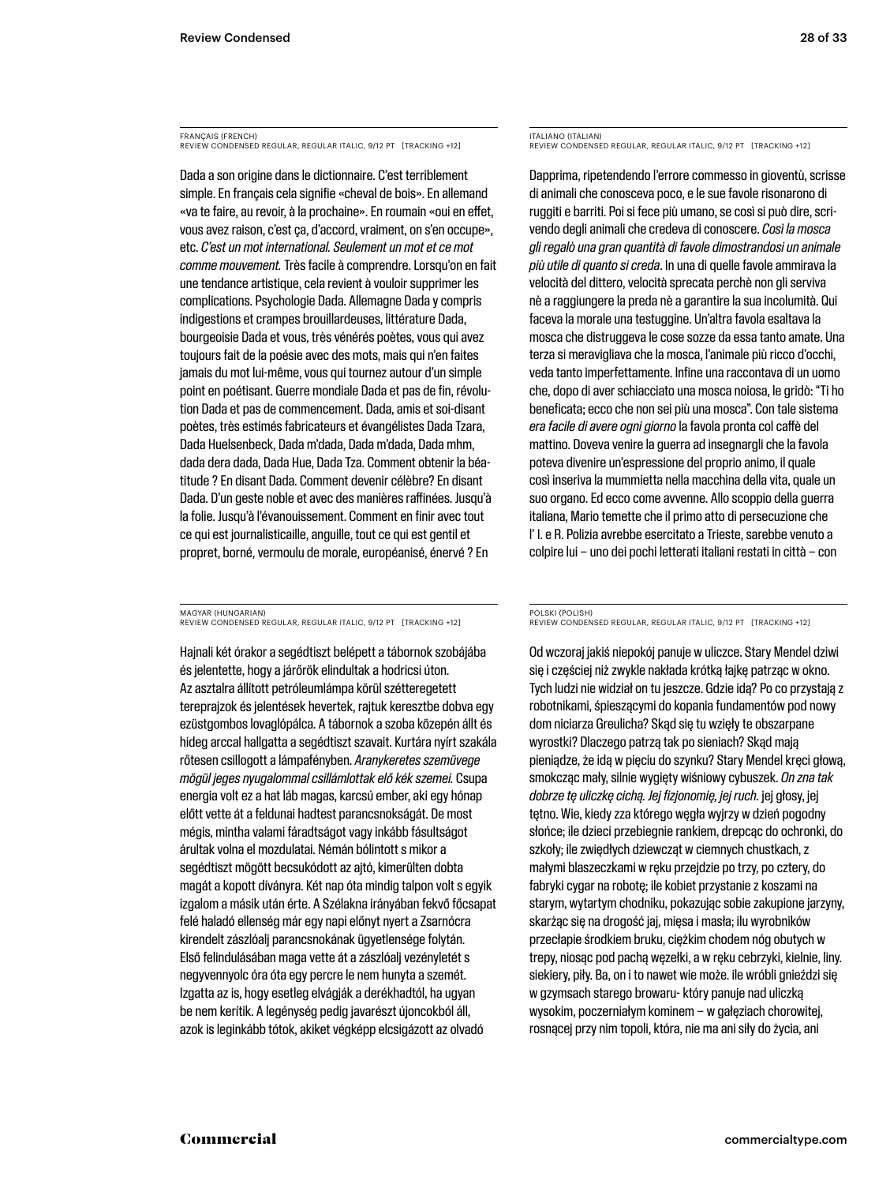FRANÇAIS (FRENCH)
REVIEW CONDENSED REGULAR, REGULAR ITALIC, 9/12 PT [TRACKING +12]

Dada a son origine dans le dictionnaire. C'est terriblement simple. En français cela signifie «cheval de bois». En allemand «va te faire, au revoir, à la prochaine». En roumain «oui en effet, vous avez raison, c'est ça, d'accord, vraiment, on s'en occupe», etc. *C'est un mot international. Seulement un mot et ce mot comme mouvement.* Très facile à comprendre. Lorsqu'on en fait une tendance artistique, cela revient à vouloir supprimer les complications. Psychologie Dada. Allemagne Dada y compris indigestions et crampes brouillardeuses, littérature Dada, bourgeoisie Dada et vous, très vénérés poètes, vous qui avez toujours fait de la poésie avec des mots, mais qui n'en faites jamais du mot lui-même, vous qui tournez autour d'un simple point en poétisant. Guerre mondiale Dada et pas de fin, révolution Dada et pas de commencement. Dada, amis et soi-disant poètes, très estimés fabricateurs et évangélistes Dada Tzara, Dada Huelsenbeck, Dada m'dada, Dada m'dada, Dada mhm, dada dera dada, Dada Hue, Dada Tza. Comment obtenir la béatitude ? En disant Dada. Comment devenir célèbre? En disant Dada. D'un geste noble et avec des manières raffinées. Jusqu'à la folie. Jusqu'à l'évanouissement. Comment en finir avec tout ce qui est journalisticaille, anguille, tout ce qui est gentil et propret, borné, vermoulu de morale, européanisé, énervé ? En

ITALIANO (ITALIAN)
REVIEW CONDENSED REGULAR, REGULAR ITALIC, 9/12 PT [TRACKING +12]

Dapprima, ripetendendo l'errore commesso in gioventù, scrisse di animali che conosceva poco, e le sue favole risonarono di ruggiti e barriti. Poi si fece più umano, se così si può dire, scrivendo degli animali che credeva di conoscere. *Così la mosca gli regalò una gran quantità di favole dimostrandosi un animale più utile di quanto si creda*. In una di quelle favole ammirava la velocità del dittero, velocità sprecata perchè non gli serviva nè a raggiungere la preda nè a garantire la sua incolumità. Qui faceva la morale una testuggine. Un'altra favola esaltava la mosca che distruggeva le cose sozze da essa tanto amate. Una terza si meravigliava che la mosca, l'animale più ricco d'occhi, veda tanto imperfettamente. Infine una raccontava di un uomo che, dopo di aver schiacciato una mosca noiosa, le gridò: "Ti ho beneficata; ecco che non sei più una mosca". Con tale sistema *era facile di avere ogni giorno* la favola pronta col caffè del mattino. Doveva venire la guerra ad insegnargli che la favola poteva divenire un'espressione del proprio animo, il quale così inseriva la mummietta nella macchina della vita, quale un suo organo. Ed ecco come avvenne. Allo scoppio della guerra italiana, Mario temette che il primo atto di persecuzione che l' I. e R. Polizia avrebbe esercitato a Trieste, sarebbe venuto a colpire lui – uno dei pochi letterati italiani restati in città – con

MAGYAR (HUNGARIAN)
REVIEW CONDENSED REGULAR, REGULAR ITALIC, 9/12 PT [TRACKING +12]

Hajnali két órakor a segédtiszt belépett a tábornok szobájába és jelentette, hogy a járőrök elindultak a hodricsi úton. Az asztalra állított petróleumlámpa körül szétteregetett tereprajzok és jelentések hevertek, rajtuk keresztbe dobva egy ezüstgombos lovaglópálca. A tábornok a szoba közepén állt és hideg arccal hallgatta a segédtiszt szavait. Kurtára nyírt szakála rőtesen csillogott a lámpafényben. *Aranykeretes szemüvege mögül jeges nyugalommal csillámlottak elő kék szemei.* Csupa energia volt ez a hat láb magas, karcsú ember, aki egy hónap előtt vette át a feldunai hadtest parancsnokságát. De most mégis, mintha valami fáradtságot vagy inkább fásultságot árultak volna el mozdulatai. Némán bólintott s mikor a segédtiszt mögött becsukódott az ajtó, kimerülten dobta magát a kopott díványra. Két nap óta mindig talpon volt s egyik izgalom a másik után érte. A Szélakna irányában fekvő főcsapat felé haladó ellenség már egy napi előnyt nyert a Zsarnócra kirendelt zászlóalj parancsnokának ügyetlensége folytán. Első felindulásában maga vette át a zászlóalj vezényletét s negyvennyolc óra óta egy percre le nem hunyta a szemét. Izgatta az is, hogy esetleg elvágják a derékhadtól, ha ugyan be nem kerítik. A legénység pedig javarészt újoncokból áll, azok is leginkább tótok, akiket végképp elcsigázott az olvadó

POLSKI (POLISH)
REVIEW CONDENSED REGULAR, REGULAR ITALIC, 9/12 PT [TRACKING +12]

Od wczoraj jakiś niepokój panuje w uliczce. Stary Mendel dziwi się i częściej niż zwykle nakłada krótką łajkę patrząc w okno. Tych ludzi nie widział on tu jeszcze. Gdzie idą? Po co przystają z robotnikami, śpieszącymi do kopania fundamentów pod nowy dom niciarza Greulicha? Skąd się tu wzięły te obszarpane wyrostki? Dlaczego patrzą tak po sieniach? Skąd mają pieniądze, że idą w pięciu do szynku? Stary Mendel kręci głową, smokcząc mały, silnie wygięty wiśniowy cybuszek. *On zna tak dobrze tę uliczkę cichą. Jej fizjonomię, jej ruch.* jej głosy, jej tętno. Wie, kiedy zza którego węgła wyjrzy w dzień pogodny słońce; ile dzieci przebiegnie rankiem, drepcąc do ochronki, do szkoły; ile zwiędłych dziewcząt w ciemnych chustkach, z małymi blaszeczkami w ręku przejdzie po trzy, po cztery, do fabryki cygar na robotę; ile kobiet przystanie z koszami na starym, wytartym chodniku, pokazując sobie zakupione jarzyny, skarżąc się na drogość jaj, mięsa i masła; ilu wyrobników przecłapie środkiem bruku, ciężkim chodem nóg obutych w trepy, niosąc pod pachą węzełki, a w ręku cebrzyki, kielnie, liny. siekiery, piły. Ba, on i to nawet wie może. ile wróbli gnieździ się w gzymsach starego browaru- który panuje nad uliczką wysokim, poczerniałym kominem – w gałęziach chorowitej, rosnącej przy nim topoli, która, nie ma ani siły do życia, ani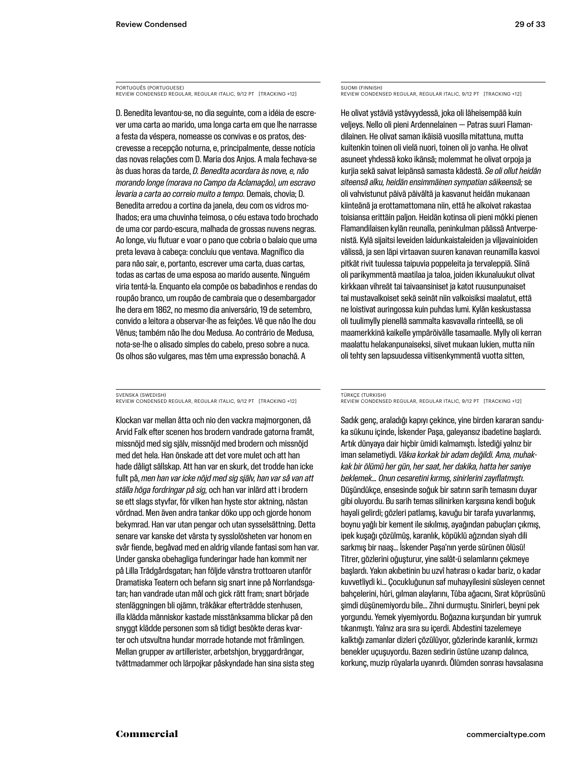PORTUGUÊS (PORTUGUESE)
REVIEW CONDENSED REGULAR, REGULAR ITALIC, 9/12 PT [TRACKING +12]

D. Benedita levantou-se, no dia seguinte, com a idéia de escrever uma carta ao marido, uma longa carta em que lhe narrasse a festa da véspera, nomeasse os convivas e os pratos, descrevesse a recepção noturna, e, principalmente, desse notícia das novas relações com D. Maria dos Anjos. A mala fechava-se às duas horas da tarde, *D. Benedita acordara às nove, e, não morando longe (morava no Campo da Aclamação), um escravo levaria a carta ao correio muito a tempo.* Demais, chovia; D. Benedita arredou a cortina da janela, deu com os vidros molhados; era uma chuvinha teimosa, o céu estava todo brochado de uma cor pardo-escura, malhada de grossas nuvens negras. Ao longe, viu flutuar e voar o pano que cobria o balaio que uma preta levava à cabeça: concluiu que ventava. Magnífico dia para não sair, e, portanto, escrever uma carta, duas cartas, todas as cartas de uma esposa ao marido ausente. Ninguém viria tentá-la. Enquanto ela compõe os babadinhos e rendas do roupão branco, um roupão de cambraia que o desembargador lhe dera em 1862, no mesmo dia aniversário, 19 de setembro, convido a leitora a observar-lhe as feições. Vê que não lhe dou Vênus; também não lhe dou Medusa. Ao contrário de Medusa, nota-se-lhe o alisado simples do cabelo, preso sobre a nuca. Os olhos são vulgares, mas têm uma expressão bonachã. A

SUOMI (FINNISH)
REVIEW CONDENSED REGULAR, REGULAR ITALIC, 9/12 PT [TRACKING +12]

He olivat ystäviä ystävyydessä, joka oli läheisempää kuin veljeys. Nello oli pieni Ardennelainen — Patras suuri Flamandilainen. He olivat saman ikäisiä vuosilla mitattuna, mutta kuitenkin toinen oli vielä nuori, toinen oli jo vanha. He olivat asuneet yhdessä koko ikänsä; molemmat he olivat orpoja ja kurjia sekä saivat leipänsä samasta kädestä. *Se oli ollut heidän siteensä alku, heidän ensimmäinen sympatian säikeensä;* se oli vahvistunut päivä päivältä ja kasvanut heidän mukanaan kiinteänä ja erottamattomana niin, että he alkoivat rakastaa toisiansa erittäin paljon. Heidän kotinsa oli pieni mökki pienen Flamandilaisen kylän reunalla, peninkulman päässä Antverpenistä. Kylä sijaitsi leveiden laidunkaistaleiden ja viljavainioiden välissä, ja sen läpi virtaavan suuren kanavan reunamilla kasvoi pitkät rivit tuulessa taipuvia poppeleita ja tervaleppiä. Siinä oli parikymmentä maatilaa ja taloa, joiden ikkunaluukut olivat kirkkaan vihreät tai taivaansiniset ja katot ruusunpunaiset tai mustavalkoiset sekä seinät niin valkoisiksi maalatut, että ne loistivat auringossa kuin puhdas lumi. Kylän keskustassa oli tuulimylly pienellä sammalta kasvavalla rinteellä, se oli maamerkkinä kaikelle ympäröivälle tasamaalle. Mylly oli kerran maalattu helakanpunaiseksi, siivet mukaan lukien, mutta niin oli tehty sen lapsuudessa viitisenkymmentä vuotta sitten,

SVENSKA (SWEDISH)
REVIEW CONDENSED REGULAR, REGULAR ITALIC, 9/12 PT [TRACKING +12]

Klockan var mellan åtta och nio den vackra majmorgonen, då Arvid Falk efter scenen hos brodern vandrade gatorna framåt, missnöjd med sig själv, missnöjd med brodern och missnöjd med det hela. Han önskade att det vore mulet och att han hade dåligt sällskap. Att han var en skurk, det trodde han icke fullt på, *men han var icke nöjd med sig själv, han var så van att ställa höga fordringar på sig,* och han var inlärd att i brodern se ett slags styvfar, för vilken han hyste stor aktning, nästan vördnad. Men även andra tankar döko upp och gjorde honom bekymrad. Han var utan pengar och utan sysselsättning. Detta senare var kanske det värsta ty sysslolösheten var honom en svår fiende, begåvad med en aldrig vilande fantasi som han var. Under ganska obehagliga funderingar hade han kommit ner på Lilla Trädgårdsgatan; han följde vänstra trottoaren utanför Dramatiska Teatern och befann sig snart inne på Norrlandsgatan; han vandrade utan mål och gick rätt fram; snart började stenläggningen bli ojämn, träkåkar efterträdde stenhusen, illa klädda människor kastade misstänksamma blickar på den snyggt klädde personen som så tidigt besökte deras kvarter och utsvultna hundar morrade hotande mot främlingen. Mellan grupper av artillerister, arbetshjon, bryggardrängar, tvättmadammer och lärpojkar påskyndade han sina sista steg

TÜRKÇE (TURKISH)
REVIEW CONDENSED REGULAR, REGULAR ITALIC, 9/12 PT [TRACKING +12]

Sadık genç, araladığı kapıyı çekince, yine birden kararan sanduka sükunu içinde, İskender Paşa, galeyansız ibadetine başlardı. Artık dünyaya dair hiçbir ümidi kalmamıştı. İstediği yalnız bir iman selametiydi. *Vâkıa korkak bir adam değildi. Ama, muhakkak bir ölümü her gün, her saat, her dakika, hatta her saniye beklemek… Onun cesaretini kırmış, sinirlerini zayıflatmıştı.* Düşündükçe, ensesinde soğuk bir satırın sarih temasını duyar gibi oluyordu. Bu sarih temas silinirken karşısına kendi boğuk hayali gelirdi; gözleri patlamış, kavuğu bir tarafa yuvarlanmış, boynu yağlı bir kement ile sıkılmış, ayağından pabuçları çıkmış, ipek kuşağı çözülmüş, karanlık, köpüklü ağzından siyah dili sarkmış bir naaş… İskender Paşa'nın yerde sürünen ölüsü! Titrer, gözlerini oğuşturur, yine salât-ü selamlarını çekmeye başlardı. Yakın akıbetinin bu uzvî hatırası o kadar bariz, o kadar kuvvetliydi ki… Çocukluğunun saf muhayyilesini süsleyen cennet bahçelerini, hûri, gılman alaylarını, Tûba ağacını, Sırat köprüsünü şimdi düşünemiyordu bile… Zihni durmuştu. Sinirleri, beyni pek yorgundu. Yemek yiyemiyordu. Boğazına kurşundan bir yumruk tıkanmıştı. Yalnız ara sıra su içerdi. Abdestini tazelemeye kalktığı zamanlar dizleri çözülüyor, gözlerinde karanlık, kırmızı benekler uçuşuyordu. Bazen sedirin üstüne uzanıp dalınca, korkunç, muzip rüyalarla uyanırdı. Ölümden sonrası havsalasına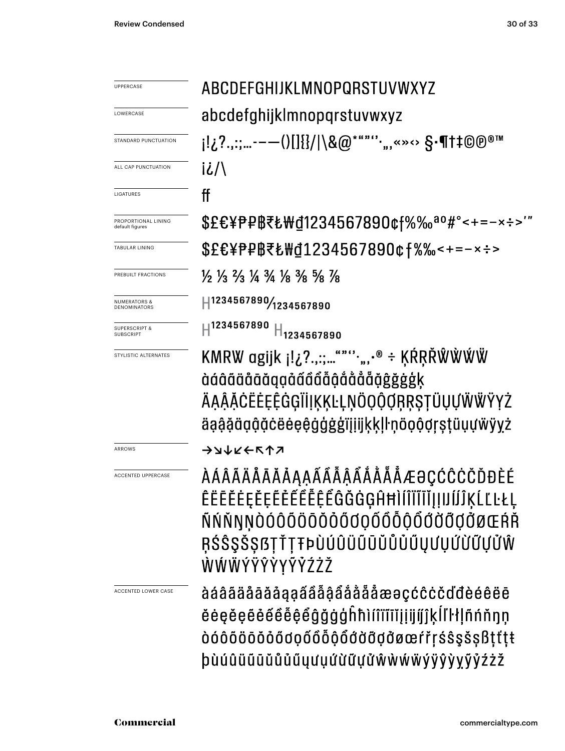| | |
|---|---|
| UPPERCASE | ABCDEFGHIJKLMNOPQRSTUVWXYZ |
| LOWERCASE | abcdefghijklmnopqrstuvwxyz |
| STANDARD PUNCTUATION | ¡!¿?.,:;…-–—()[]{}/\|\&@*“”‘’·„‚«»‹› §·¶†‡©℗®™ |
| ALL CAP PUNCTUATION | ¡¿/\ |
| LIGATURES | ff |
| PROPORTIONAL LINING default figures | $£€¥₱₽฿₹₺₩₫1234567890¢ƒ%‰ªº#°<+=−×÷>′″ |
| TABULAR LINING | $£€¥₱₽฿₹₺₩₫1234567890¢ƒ%‰<+=−×÷> |
| PREBUILT FRACTIONS | ½ ⅓ ⅔ ¼ ¾ ⅛ ⅜ ⅝ ⅞ |
| NUMERATORS & DENOMINATORS | H¹²³⁴⁵⁶⁷⁸⁹⁰⁄₁₂₃₄₅₆₇₈₉₀ |
| SUPERSCRIPT & SUBSCRIPT | H¹²³⁴⁵⁶⁷⁸⁹⁰ H₁₂₃₄₅₆₇₈₉₀ |
| STYLISTIC ALTERNATES | KMRW agijk ¡!¿?.,:;…“”‘’·„‚·® ÷ ĶŔŖŘŴẀẂẄ àáâãäåāăąạảấầẩẫậắằẳẵặĝğġģķ ÄĄÂĂĊËĖĘĚĜĞĠĢÏİĮĶĶĿĻŅÖǪÔǾŖŖȘŢÜŲŲẄẄŸỴŻ äąâăäąâăċëėęêĝģġģïįiïjķķļl·ņöǫôǿŗșţüųųẅÿỵż |
| ARROWS | →↘↓↙←↖↑↗ |
| ACCENTED UPPERCASE | ÀÁÂÃÄÅĀĂẢĄẠẤẦẨẪẬẮẰẲẴẶÆƏÇĆĈĊČĎĐÈÉÊËĒĔĖĘĚẼẺẸẾỀỂỄỆĜĞĠĢĤĦÌÍÎÏĨĪĬĮỈỊĲÍĴĶĹĽĿŁĻÑŃŇŊŅÒÓÔÕÖŌŎỎŐƠỌỐỒỖỘỔỚỜỠỢỞØŒŔŘŖŚŜŞŠȘßŢŤȚŦÞÙÚÛÜŨŪŬŮỦŰŲƯỤỨỪỮỰỬŴẀẂẄÝŸŶỲỴỸỶŹŻŽ |
| ACCENTED LOWER CASE | àáâãäåāăảąạấầẫậẩắằẵặæəçćĉċčďđèéêëēĕėęěẽẻẹếềễệểĝğġģĥħìíîïĩīĭįỉịĳíĵķĺľŀłļñńňŋņòóôõöōŏỏőơọốồỗộổớờỡợởøœŕřŗśŝşšșßţťțŧþùúûüũūŭůủűųưụứừữựửŵẁẃẅýÿŷỳỵỹỷźżž |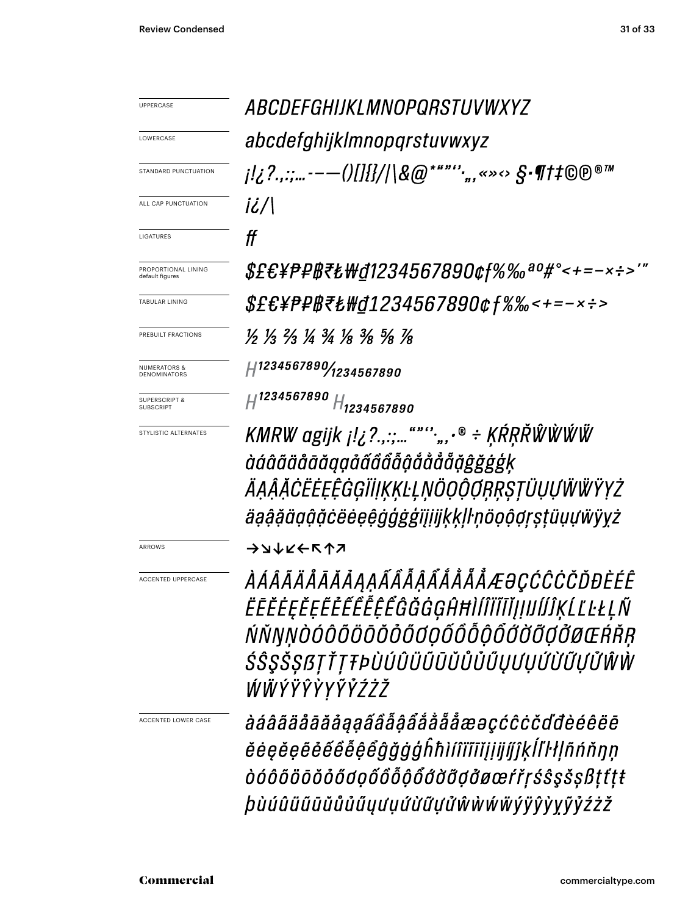| | |
|---|---|
| UPPERCASE | *ABCDEFGHIJKLMNOPQRSTUVWXYZ* |
| LOWERCASE | *abcdefghijklmnopqrstuvwxyz* |
| STANDARD PUNCTUATION | *¡!¿?.,:;…-–—()[]{}/\|\&@*""'',„«»‹› §·¶†‡©℗®™* |
| ALL CAP PUNCTUATION | *¡¿/\* |
| LIGATURES | *ff* |
| PROPORTIONAL LINING default figures | *$£€¥₱₽฿₹₺₩₫1234567890¢ƒ%‰ªº#°<+=−×÷>'"* |
| TABULAR LINING | *$£€¥₱₽฿₹₺₩₫1234567890¢ƒ%‰<+=−×÷>* |
| PREBUILT FRACTIONS | *½ ⅓ ⅔ ¼ ¾ ⅛ ⅜ ⅝ ⅞* |
| NUMERATORS & DENOMINATORS | *H1234567890/1234567890* |
| SUPERSCRIPT & SUBSCRIPT | *H1234567890 H1234567890* |
| STYLISTIC ALTERNATES | *KMRW agijk ¡!¿?.,:;…""'',„,·® ÷ ĶŔŖŘŴẀẂẄ àáâãäåāăąẚảấầẩẫậắằẳẵặğĝģġǵķ ÄĄÂẠĊËĖẸÊĠĢÏİĮĶĶĿĻŅÖỌÔỌƠŖŖȘŞŢÜỤƯẄẄŸỴŻ äąâặäąâặċëėẹêġģǵģïịįķķļŀņöọôọơŗşţüụưẅÿỵż* |
| ARROWS | →↘↓↙←↖↑↗ |
| ACCENTED UPPERCASE | *ÀÁÂÃÄÅĀĂẢĄẠẤẦẨẪẬẮẰẲẴẶÆƏÇĆĈĊČĎĐÈÉÊËĒĔĖĘĚẸẺẼẾỀỂỄỆĜĞĠĢĤĦÌÍÎÏĨĪĬĮİỈỊĲĴĶĹĽĿŁĻÑŃŇŊŅÒÓÔÕÖŌŎỎŐƠỌỐỒỔỖỘỚỜỞỠỢØŒŔŘŖŚŜŞŠȘẞŢŤȚŦÞÙÚÛÜŨŪŬŮỦŰŲƯỤỨỪỬỮỰŴẀẂẄÝŸŶỲỴỸỶŹŻŽ* |
| ACCENTED LOWER CASE | *àáâãäåāăảąạấầẩẫậắằẳẵặæəçćĉċčďđèéêëēĕėęěẹẻẽếềểễệĝğġģĥħìíîïĩīĭįiỉịĳĵķĺľŀłļñńňŋņòóôõöōŏỏőơọốồổỗộớờởỡợøœŕřŗśŝşšșßţťțŧþùúûüũūŭůủűųưụứừửữựŵẁẃẅýÿŷỳỵỹỷźżž* |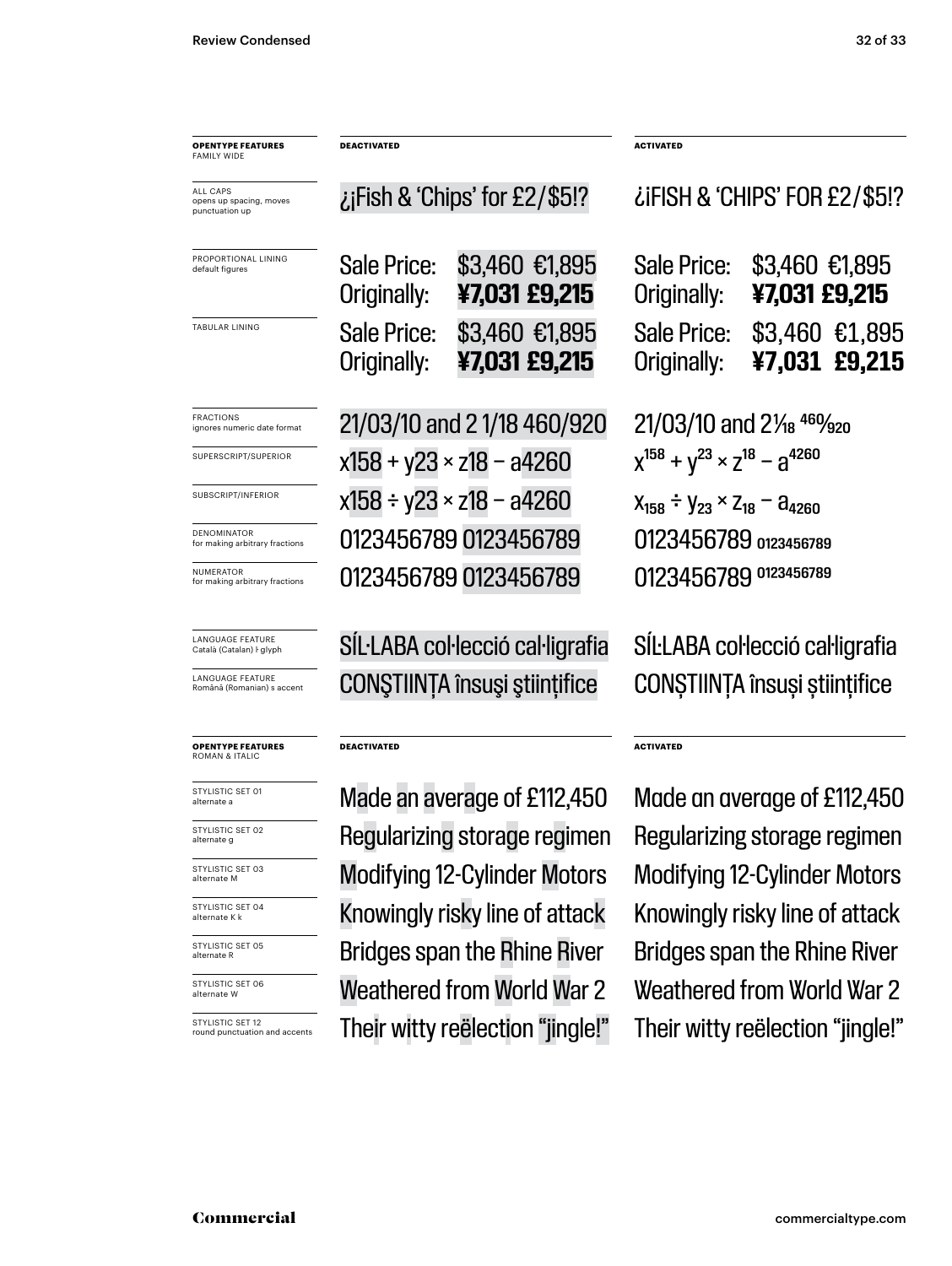| OPENTYPE FEATURES FAMILY WIDE | DEACTIVATED | ACTIVATED |
|---|---|---|
| ALL CAPS opens up spacing, moves punctuation up | ¿¡Fish & 'Chips' for £2/$5!? | ¿¡FISH & 'CHIPS' FOR £2/$5!? |
| PROPORTIONAL LINING default figures | Sale Price: $3,460 €1,895 Originally: **¥7,031 £9,215** | Sale Price: $3,460 €1,895 Originally: **¥7,031 £9,215** |
| TABULAR LINING | Sale Price: $3,460 €1,895 Originally: **¥7,031 £9,215** | Sale Price: $3,460 €1,895 Originally: **¥7,031 £9,215** |
| FRACTIONS ignores numeric date format | 21/03/10 and 2 1/18 460/920 | 21/03/10 and 2 1/18 460/920 |
| SUPERSCRIPT/SUPERIOR | x158 + y23 × z18 − a4260 | $x^{158} + y^{23} \times z^{18} - a^{4260}$ |
| SUBSCRIPT/INFERIOR | x158 ÷ y23 × z18 − a4260 | $x_{158} \div y_{23} \times z_{18} - a_{4260}$ |
| DENOMINATOR for making arbitrary fractions | 0123456789 0123456789 | 0123456789 $_{0123456789}$ |
| NUMERATOR for making arbitrary fractions | 0123456789 0123456789 | 0123456789 $^{0123456789}$ |
| LANGUAGE FEATURE Català (Catalan) ŀ glyph | SÍL·LABA col·lecció cal·ligrafia | SÍĿLABA coŀlecció caŀligrafia |
| LANGUAGE FEATURE Română (Romanian) s accent | CONŞTIINȚA însuşi ştiințifice | CONȘTIINȚA însuși științifice |

| OPENTYPE FEATURES ROMAN & ITALIC | DEACTIVATED | ACTIVATED |
|---|---|---|
| STYLISTIC SET 01 alternate a | Made an average of £112,450 | Made an average of £112,450 |
| STYLISTIC SET 02 alternate g | Regularizing storage regimen | Regularizing storage regimen |
| STYLISTIC SET 03 alternate M | Modifying 12-Cylinder Motors | Modifying 12-Cylinder Motors |
| STYLISTIC SET 04 alternate K k | Knowingly risky line of attack | Knowingly risky line of attack |
| STYLISTIC SET 05 alternate R | Bridges span the Rhine River | Bridges span the Rhine River |
| STYLISTIC SET 06 alternate W | Weathered from World War 2 | Weathered from World War 2 |
| STYLISTIC SET 12 round punctuation and accents | Their witty reëlection "jingle!" | Their witty reëlection "jingle!" |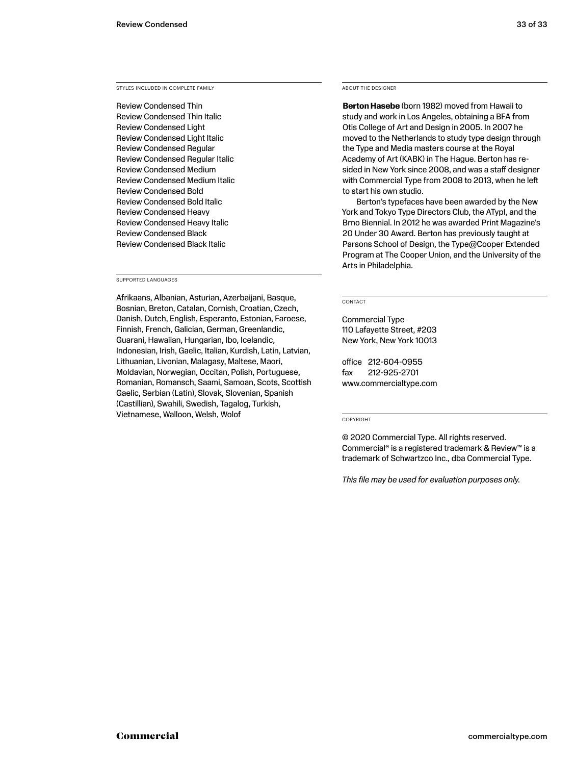## STYLES INCLUDED IN COMPLETE FAMILY

Review Condensed Thin
Review Condensed Thin Italic
Review Condensed Light
Review Condensed Light Italic
Review Condensed Regular
Review Condensed Regular Italic
Review Condensed Medium
Review Condensed Medium Italic
Review Condensed Bold
Review Condensed Bold Italic
Review Condensed Heavy
Review Condensed Heavy Italic
Review Condensed Black
Review Condensed Black Italic

## SUPPORTED LANGUAGES

Afrikaans, Albanian, Asturian, Azerbaijani, Basque, Bosnian, Breton, Catalan, Cornish, Croatian, Czech, Danish, Dutch, English, Esperanto, Estonian, Faroese, Finnish, French, Galician, German, Greenlandic, Guarani, Hawaiian, Hungarian, Ibo, Icelandic, Indonesian, Irish, Gaelic, Italian, Kurdish, Latin, Latvian, Lithuanian, Livonian, Malagasy, Maltese, Maori, Moldavian, Norwegian, Occitan, Polish, Portuguese, Romanian, Romansch, Saami, Samoan, Scots, Scottish Gaelic, Serbian (Latin), Slovak, Slovenian, Spanish (Castillian), Swahili, Swedish, Tagalog, Turkish, Vietnamese, Walloon, Welsh, Wolof

## ABOUT THE DESIGNER

**Berton Hasebe** (born 1982) moved from Hawaii to study and work in Los Angeles, obtaining a BFA from Otis College of Art and Design in 2005. In 2007 he moved to the Netherlands to study type design through the Type and Media masters course at the Royal Academy of Art (KABK) in The Hague. Berton has resided in New York since 2008, and was a staff designer with Commercial Type from 2008 to 2013, when he left to start his own studio.

Berton's typefaces have been awarded by the New York and Tokyo Type Directors Club, the ATypI, and the Brno Biennial. In 2012 he was awarded Print Magazine's 20 Under 30 Award. Berton has previously taught at Parsons School of Design, the Type@Cooper Extended Program at The Cooper Union, and the University of the Arts in Philadelphia.

## CONTACT

Commercial Type
110 Lafayette Street, #203
New York, New York 10013

office 212-604-0955
fax 212-925-2701
www.commercialtype.com

## COPYRIGHT

© 2020 Commercial Type. All rights reserved. Commercial® is a registered trademark & Review™ is a trademark of Schwartzco Inc., dba Commercial Type.

*This file may be used for evaluation purposes only.*